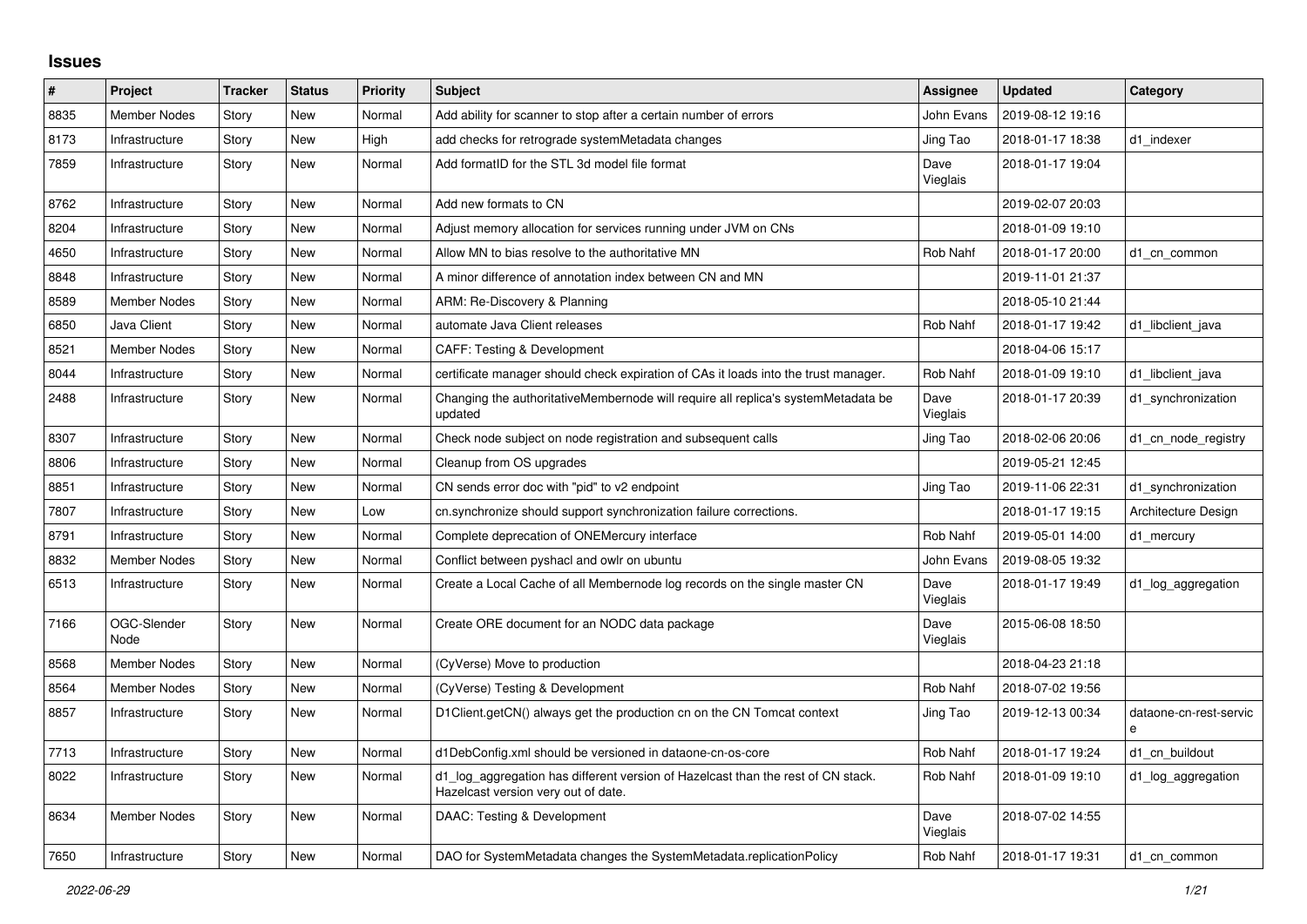# Issues

| # | Project | Tracker | Status | Priority | Subject | Assignee | Updated | Category |
|---|---|---|---|---|---|---|---|---|
| 8835 | Member Nodes | Story | New | Normal | Add ability for scanner to stop after a certain number of errors | John Evans | 2019-08-12 19:16 | |
| 8173 | Infrastructure | Story | New | High | add checks for retrograde systemMetadata changes | Jing Tao | 2018-01-17 18:38 | d1_indexer |
| 7859 | Infrastructure | Story | New | Normal | Add formatID for the STL 3d model file format | Dave Vieglais | 2018-01-17 19:04 | |
| 8762 | Infrastructure | Story | New | Normal | Add new formats to CN | | 2019-02-07 20:03 | |
| 8204 | Infrastructure | Story | New | Normal | Adjust memory allocation for services running under JVM on CNs | | 2018-01-09 19:10 | |
| 4650 | Infrastructure | Story | New | Normal | Allow MN to bias resolve to the authoritative MN | Rob Nahf | 2018-01-17 20:00 | d1_cn_common |
| 8848 | Infrastructure | Story | New | Normal | A minor difference of annotation index between CN and MN | | 2019-11-01 21:37 | |
| 8589 | Member Nodes | Story | New | Normal | ARM: Re-Discovery & Planning | | 2018-05-10 21:44 | |
| 6850 | Java Client | Story | New | Normal | automate Java Client releases | Rob Nahf | 2018-01-17 19:42 | d1_libclient_java |
| 8521 | Member Nodes | Story | New | Normal | CAFF: Testing & Development | | 2018-04-06 15:17 | |
| 8044 | Infrastructure | Story | New | Normal | certificate manager should check expiration of CAs it loads into the trust manager. | Rob Nahf | 2018-01-09 19:10 | d1_libclient_java |
| 2488 | Infrastructure | Story | New | Normal | Changing the authoritativeMembernode will require all replica's systemMetadata be updated | Dave Vieglais | 2018-01-17 20:39 | d1_synchronization |
| 8307 | Infrastructure | Story | New | Normal | Check node subject on node registration and subsequent calls | Jing Tao | 2018-02-06 20:06 | d1_cn_node_registry |
| 8806 | Infrastructure | Story | New | Normal | Cleanup from OS upgrades | | 2019-05-21 12:45 | |
| 8851 | Infrastructure | Story | New | Normal | CN sends error doc with "pid" to v2 endpoint | Jing Tao | 2019-11-06 22:31 | d1_synchronization |
| 7807 | Infrastructure | Story | New | Low | cn.synchronize should support synchronization failure corrections. | | 2018-01-17 19:15 | Architecture Design |
| 8791 | Infrastructure | Story | New | Normal | Complete deprecation of ONEMercury interface | Rob Nahf | 2019-05-01 14:00 | d1_mercury |
| 8832 | Member Nodes | Story | New | Normal | Conflict between pyshacl and owlr on ubuntu | John Evans | 2019-08-05 19:32 | |
| 6513 | Infrastructure | Story | New | Normal | Create a Local Cache of all Membernode log records on the single master CN | Dave Vieglais | 2018-01-17 19:49 | d1_log_aggregation |
| 7166 | OGC-Slender Node | Story | New | Normal | Create ORE document for an NODC data package | Dave Vieglais | 2015-06-08 18:50 | |
| 8568 | Member Nodes | Story | New | Normal | (CyVerse) Move to production | | 2018-04-23 21:18 | |
| 8564 | Member Nodes | Story | New | Normal | (CyVerse) Testing & Development | Rob Nahf | 2018-07-02 19:56 | |
| 8857 | Infrastructure | Story | New | Normal | D1Client.getCN() always get the production cn on the CN Tomcat context | Jing Tao | 2019-12-13 00:34 | dataone-cn-rest-service |
| 7713 | Infrastructure | Story | New | Normal | d1DebConfig.xml should be versioned in dataone-cn-os-core | Rob Nahf | 2018-01-17 19:24 | d1_cn_buildout |
| 8022 | Infrastructure | Story | New | Normal | d1_log_aggregation has different version of Hazelcast than the rest of CN stack. Hazelcast version very out of date. | Rob Nahf | 2018-01-09 19:10 | d1_log_aggregation |
| 8634 | Member Nodes | Story | New | Normal | DAAC: Testing & Development | Dave Vieglais | 2018-07-02 14:55 | |
| 7650 | Infrastructure | Story | New | Normal | DAO for SystemMetadata changes the SystemMetadata.replicationPolicy | Rob Nahf | 2018-01-17 19:31 | d1_cn_common |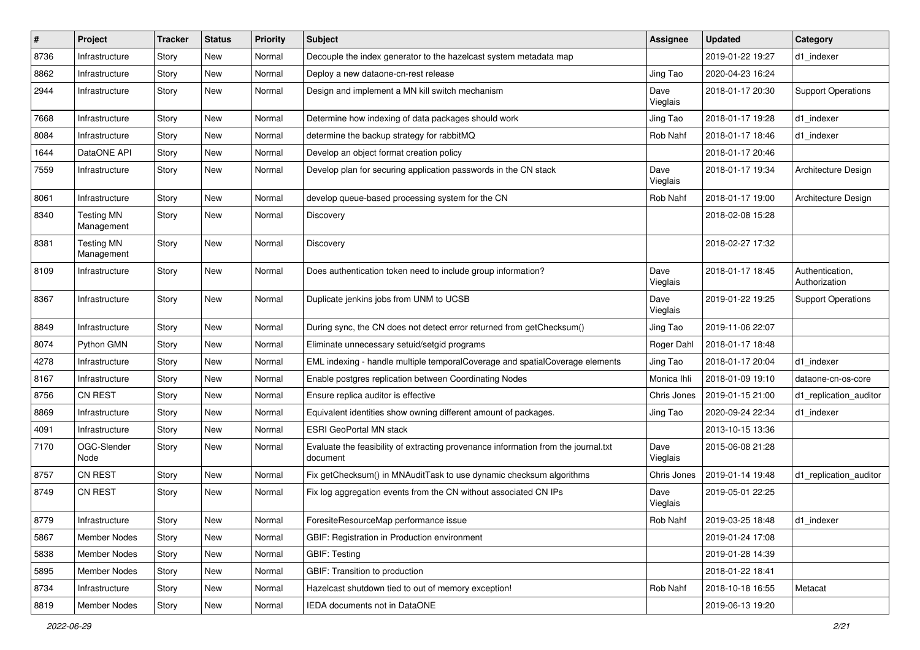| # | Project | Tracker | Status | Priority | Subject | Assignee | Updated | Category |
|---|---|---|---|---|---|---|---|---|
| 8736 | Infrastructure | Story | New | Normal | Decouple the index generator to the hazelcast system metadata map | | 2019-01-22 19:27 | d1_indexer |
| 8862 | Infrastructure | Story | New | Normal | Deploy a new dataone-cn-rest release | Jing Tao | 2020-04-23 16:24 | |
| 2944 | Infrastructure | Story | New | Normal | Design and implement a MN kill switch mechanism | Dave Vieglais | 2018-01-17 20:30 | Support Operations |
| 7668 | Infrastructure | Story | New | Normal | Determine how indexing of data packages should work | Jing Tao | 2018-01-17 19:28 | d1_indexer |
| 8084 | Infrastructure | Story | New | Normal | determine the backup strategy for rabbitMQ | Rob Nahf | 2018-01-17 18:46 | d1_indexer |
| 1644 | DataONE API | Story | New | Normal | Develop an object format creation policy | | 2018-01-17 20:46 | |
| 7559 | Infrastructure | Story | New | Normal | Develop plan for securing application passwords in the CN stack | Dave Vieglais | 2018-01-17 19:34 | Architecture Design |
| 8061 | Infrastructure | Story | New | Normal | develop queue-based processing system for the CN | Rob Nahf | 2018-01-17 19:00 | Architecture Design |
| 8340 | Testing MN Management | Story | New | Normal | Discovery | | 2018-02-08 15:28 | |
| 8381 | Testing MN Management | Story | New | Normal | Discovery | | 2018-02-27 17:32 | |
| 8109 | Infrastructure | Story | New | Normal | Does authentication token need to include group information? | Dave Vieglais | 2018-01-17 18:45 | Authentication, Authorization |
| 8367 | Infrastructure | Story | New | Normal | Duplicate jenkins jobs from UNM to UCSB | Dave Vieglais | 2019-01-22 19:25 | Support Operations |
| 8849 | Infrastructure | Story | New | Normal | During sync, the CN does not detect error returned from getChecksum() | Jing Tao | 2019-11-06 22:07 | |
| 8074 | Python GMN | Story | New | Normal | Eliminate unnecessary setuid/setgid programs | Roger Dahl | 2018-01-17 18:48 | |
| 4278 | Infrastructure | Story | New | Normal | EML indexing - handle multiple temporalCoverage and spatialCoverage elements | Jing Tao | 2018-01-17 20:04 | d1_indexer |
| 8167 | Infrastructure | Story | New | Normal | Enable postgres replication between Coordinating Nodes | Monica Ihli | 2018-01-09 19:10 | dataone-cn-os-core |
| 8756 | CN REST | Story | New | Normal | Ensure replica auditor is effective | Chris Jones | 2019-01-15 21:00 | d1_replication_auditor |
| 8869 | Infrastructure | Story | New | Normal | Equivalent identities show owning different amount of packages. | Jing Tao | 2020-09-24 22:34 | d1_indexer |
| 4091 | Infrastructure | Story | New | Normal | ESRI GeoPortal MN stack | | 2013-10-15 13:36 | |
| 7170 | OGC-Slender Node | Story | New | Normal | Evaluate the feasibility of extracting provenance information from the journal.txt document | Dave Vieglais | 2015-06-08 21:28 | |
| 8757 | CN REST | Story | New | Normal | Fix getChecksum() in MNAuditTask to use dynamic checksum algorithms | Chris Jones | 2019-01-14 19:48 | d1_replication_auditor |
| 8749 | CN REST | Story | New | Normal | Fix log aggregation events from the CN without associated CN IPs | Dave Vieglais | 2019-05-01 22:25 | |
| 8779 | Infrastructure | Story | New | Normal | ForesiteResourceMap performance issue | Rob Nahf | 2019-03-25 18:48 | d1_indexer |
| 5867 | Member Nodes | Story | New | Normal | GBIF: Registration in Production environment | | 2019-01-24 17:08 | |
| 5838 | Member Nodes | Story | New | Normal | GBIF: Testing | | 2019-01-28 14:39 | |
| 5895 | Member Nodes | Story | New | Normal | GBIF: Transition to production | | 2018-01-22 18:41 | |
| 8734 | Infrastructure | Story | New | Normal | Hazelcast shutdown tied to out of memory exception! | Rob Nahf | 2018-10-18 16:55 | Metacat |
| 8819 | Member Nodes | Story | New | Normal | IEDA documents not in DataONE | | 2019-06-13 19:20 | |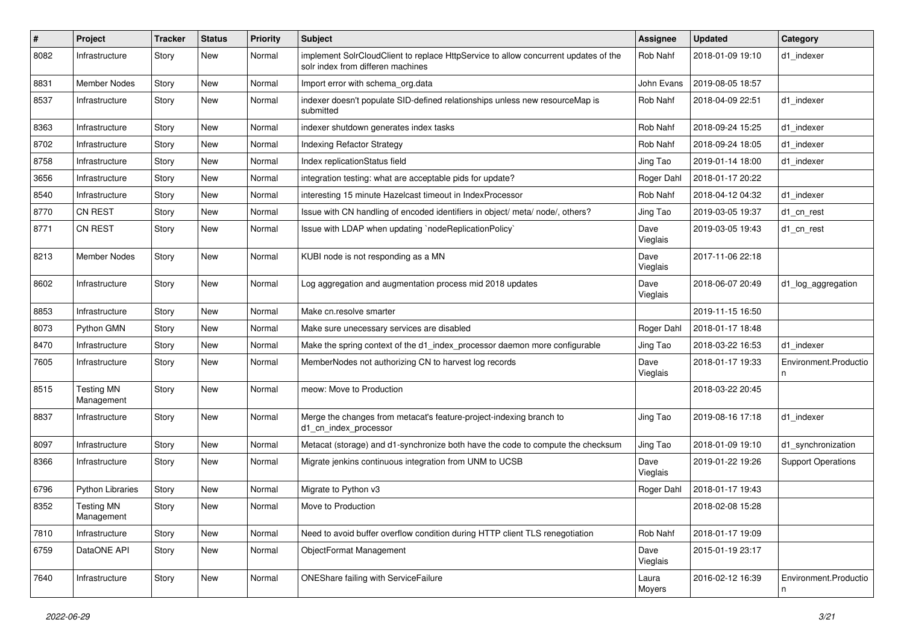| # | Project | Tracker | Status | Priority | Subject | Assignee | Updated | Category |
|---|---|---|---|---|---|---|---|---|
| 8082 | Infrastructure | Story | New | Normal | implement SolrCloudClient to replace HttpService to allow concurrent updates of the solr index from differen machines | Rob Nahf | 2018-01-09 19:10 | d1_indexer |
| 8831 | Member Nodes | Story | New | Normal | Import error with schema_org.data | John Evans | 2019-08-05 18:57 | |
| 8537 | Infrastructure | Story | New | Normal | indexer doesn't populate SID-defined relationships unless new resourceMap is submitted | Rob Nahf | 2018-04-09 22:51 | d1_indexer |
| 8363 | Infrastructure | Story | New | Normal | indexer shutdown generates index tasks | Rob Nahf | 2018-09-24 15:25 | d1_indexer |
| 8702 | Infrastructure | Story | New | Normal | Indexing Refactor Strategy | Rob Nahf | 2018-09-24 18:05 | d1_indexer |
| 8758 | Infrastructure | Story | New | Normal | Index replicationStatus field | Jing Tao | 2019-01-14 18:00 | d1_indexer |
| 3656 | Infrastructure | Story | New | Normal | integration testing: what are acceptable pids for update? | Roger Dahl | 2018-01-17 20:22 | |
| 8540 | Infrastructure | Story | New | Normal | interesting 15 minute Hazelcast timeout in IndexProcessor | Rob Nahf | 2018-04-12 04:32 | d1_indexer |
| 8770 | CN REST | Story | New | Normal | Issue with CN handling of encoded identifiers in object/ meta/ node/, others? | Jing Tao | 2019-03-05 19:37 | d1_cn_rest |
| 8771 | CN REST | Story | New | Normal | Issue with LDAP when updating `nodeReplicationPolicy` | Dave Vieglais | 2019-03-05 19:43 | d1_cn_rest |
| 8213 | Member Nodes | Story | New | Normal | KUBI node is not responding as a MN | Dave Vieglais | 2017-11-06 22:18 | |
| 8602 | Infrastructure | Story | New | Normal | Log aggregation and augmentation process mid 2018 updates | Dave Vieglais | 2018-06-07 20:49 | d1_log_aggregation |
| 8853 | Infrastructure | Story | New | Normal | Make cn.resolve smarter | | 2019-11-15 16:50 | |
| 8073 | Python GMN | Story | New | Normal | Make sure unecessary services are disabled | Roger Dahl | 2018-01-17 18:48 | |
| 8470 | Infrastructure | Story | New | Normal | Make the spring context of the d1_index_processor daemon more configurable | Jing Tao | 2018-03-22 16:53 | d1_indexer |
| 7605 | Infrastructure | Story | New | Normal | MemberNodes not authorizing CN to harvest log records | Dave Vieglais | 2018-01-17 19:33 | Environment.Production |
| 8515 | Testing MN Management | Story | New | Normal | meow: Move to Production | | 2018-03-22 20:45 | |
| 8837 | Infrastructure | Story | New | Normal | Merge the changes from metacat's feature-project-indexing branch to d1_cn_index_processor | Jing Tao | 2019-08-16 17:18 | d1_indexer |
| 8097 | Infrastructure | Story | New | Normal | Metacat (storage) and d1-synchronize both have the code to compute the checksum | Jing Tao | 2018-01-09 19:10 | d1_synchronization |
| 8366 | Infrastructure | Story | New | Normal | Migrate jenkins continuous integration from UNM to UCSB | Dave Vieglais | 2019-01-22 19:26 | Support Operations |
| 6796 | Python Libraries | Story | New | Normal | Migrate to Python v3 | Roger Dahl | 2018-01-17 19:43 | |
| 8352 | Testing MN Management | Story | New | Normal | Move to Production | | 2018-02-08 15:28 | |
| 7810 | Infrastructure | Story | New | Normal | Need to avoid buffer overflow condition during HTTP client TLS renegotiation | Rob Nahf | 2018-01-17 19:09 | |
| 6759 | DataONE API | Story | New | Normal | ObjectFormat Management | Dave Vieglais | 2015-01-19 23:17 | |
| 7640 | Infrastructure | Story | New | Normal | ONEShare failing with ServiceFailure | Laura Moyers | 2016-02-12 16:39 | Environment.Production |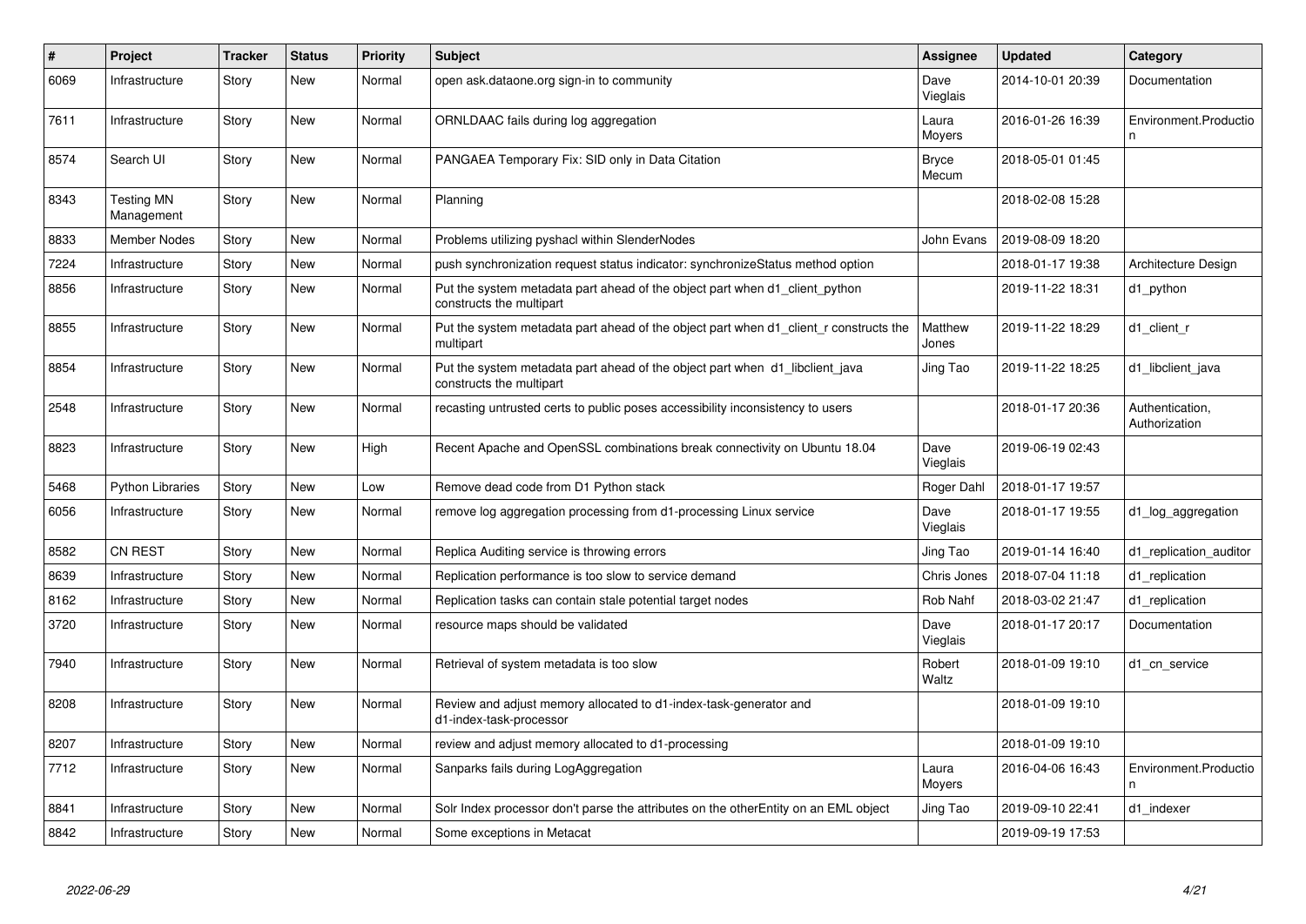| # | Project | Tracker | Status | Priority | Subject | Assignee | Updated | Category |
|---|---|---|---|---|---|---|---|---|
| 6069 | Infrastructure | Story | New | Normal | open ask.dataone.org sign-in to community | Dave Vieglais | 2014-10-01 20:39 | Documentation |
| 7611 | Infrastructure | Story | New | Normal | ORNLDAAC fails during log aggregation | Laura Moyers | 2016-01-26 16:39 | Environment.Production |
| 8574 | Search UI | Story | New | Normal | PANGAEA Temporary Fix: SID only in Data Citation | Bryce Mecum | 2018-05-01 01:45 | |
| 8343 | Testing MN Management | Story | New | Normal | Planning | | 2018-02-08 15:28 | |
| 8833 | Member Nodes | Story | New | Normal | Problems utilizing pyshacl within SlenderNodes | John Evans | 2019-08-09 18:20 | |
| 7224 | Infrastructure | Story | New | Normal | push synchronization request status indicator: synchronizeStatus method option | | 2018-01-17 19:38 | Architecture Design |
| 8856 | Infrastructure | Story | New | Normal | Put the system metadata part ahead of the object part when d1_client_python constructs the multipart | | 2019-11-22 18:31 | d1_python |
| 8855 | Infrastructure | Story | New | Normal | Put the system metadata part ahead of the object part when d1_client_r constructs the multipart | Matthew Jones | 2019-11-22 18:29 | d1_client_r |
| 8854 | Infrastructure | Story | New | Normal | Put the system metadata part ahead of the object part when d1_libclient_java constructs the multipart | Jing Tao | 2019-11-22 18:25 | d1_libclient_java |
| 2548 | Infrastructure | Story | New | Normal | recasting untrusted certs to public poses accessibility inconsistency to users | | 2018-01-17 20:36 | Authentication, Authorization |
| 8823 | Infrastructure | Story | New | High | Recent Apache and OpenSSL combinations break connectivity on Ubuntu 18.04 | Dave Vieglais | 2019-06-19 02:43 | |
| 5468 | Python Libraries | Story | New | Low | Remove dead code from D1 Python stack | Roger Dahl | 2018-01-17 19:57 | |
| 6056 | Infrastructure | Story | New | Normal | remove log aggregation processing from d1-processing Linux service | Dave Vieglais | 2018-01-17 19:55 | d1_log_aggregation |
| 8582 | CN REST | Story | New | Normal | Replica Auditing service is throwing errors | Jing Tao | 2019-01-14 16:40 | d1_replication_auditor |
| 8639 | Infrastructure | Story | New | Normal | Replication performance is too slow to service demand | Chris Jones | 2018-07-04 11:18 | d1_replication |
| 8162 | Infrastructure | Story | New | Normal | Replication tasks can contain stale potential target nodes | Rob Nahf | 2018-03-02 21:47 | d1_replication |
| 3720 | Infrastructure | Story | New | Normal | resource maps should be validated | Dave Vieglais | 2018-01-17 20:17 | Documentation |
| 7940 | Infrastructure | Story | New | Normal | Retrieval of system metadata is too slow | Robert Waltz | 2018-01-09 19:10 | d1_cn_service |
| 8208 | Infrastructure | Story | New | Normal | Review and adjust memory allocated to d1-index-task-generator and d1-index-task-processor | | 2018-01-09 19:10 | |
| 8207 | Infrastructure | Story | New | Normal | review and adjust memory allocated to d1-processing | | 2018-01-09 19:10 | |
| 7712 | Infrastructure | Story | New | Normal | Sanparks fails during LogAggregation | Laura Moyers | 2016-04-06 16:43 | Environment.Production |
| 8841 | Infrastructure | Story | New | Normal | Solr Index processor don't parse the attributes on the otherEntity on an EML object | Jing Tao | 2019-09-10 22:41 | d1_indexer |
| 8842 | Infrastructure | Story | New | Normal | Some exceptions in Metacat | | 2019-09-19 17:53 | |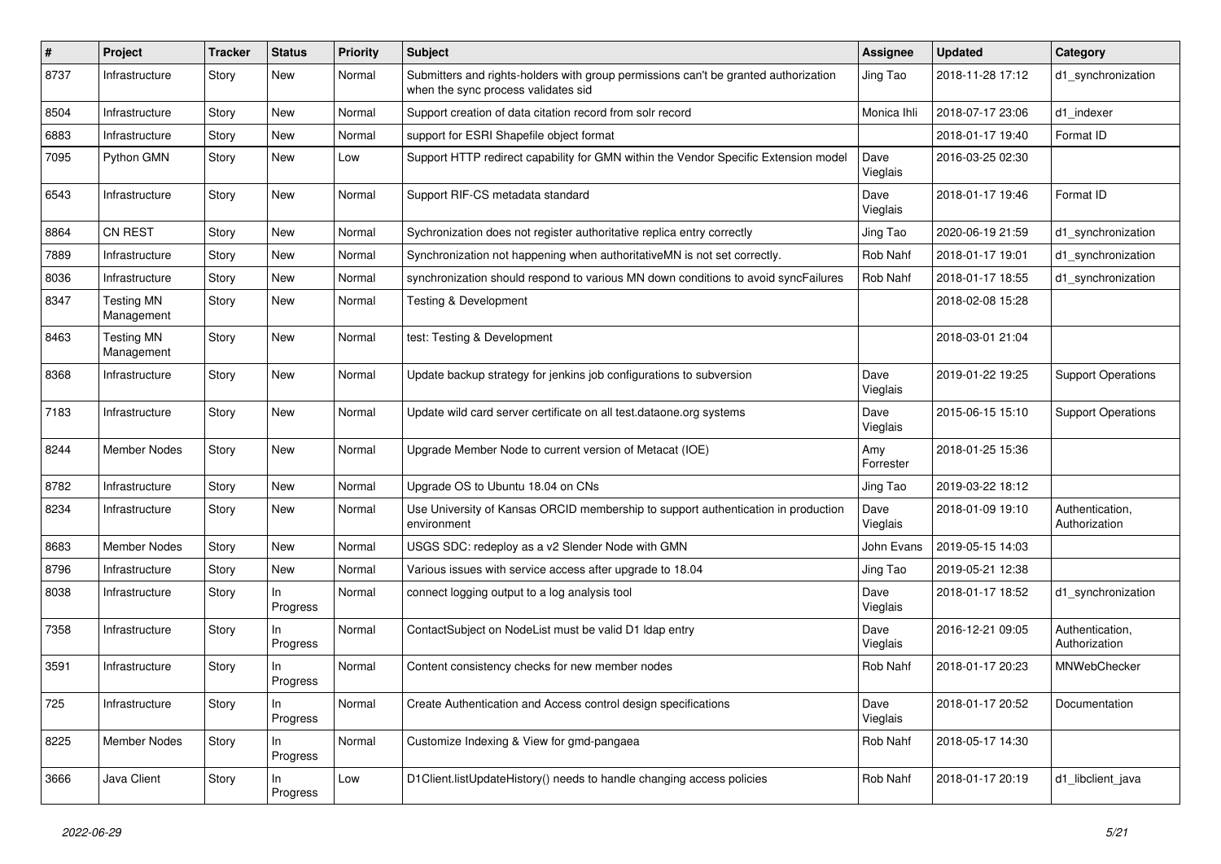| # | Project | Tracker | Status | Priority | Subject | Assignee | Updated | Category |
|---|---|---|---|---|---|---|---|---|
| 8737 | Infrastructure | Story | New | Normal | Submitters and rights-holders with group permissions can't be granted authorization when the sync process validates sid | Jing Tao | 2018-11-28 17:12 | d1_synchronization |
| 8504 | Infrastructure | Story | New | Normal | Support creation of data citation record from solr record | Monica Ihli | 2018-07-17 23:06 | d1_indexer |
| 6883 | Infrastructure | Story | New | Normal | support for ESRI Shapefile object format | | 2018-01-17 19:40 | Format ID |
| 7095 | Python GMN | Story | New | Low | Support HTTP redirect capability for GMN within the Vendor Specific Extension model | Dave Vieglais | 2016-03-25 02:30 | |
| 6543 | Infrastructure | Story | New | Normal | Support RIF-CS metadata standard | Dave Vieglais | 2018-01-17 19:46 | Format ID |
| 8864 | CN REST | Story | New | Normal | Sychronization does not register authoritative replica entry correctly | Jing Tao | 2020-06-19 21:59 | d1_synchronization |
| 7889 | Infrastructure | Story | New | Normal | Synchronization not happening when authoritativeMN is not set correctly. | Rob Nahf | 2018-01-17 19:01 | d1_synchronization |
| 8036 | Infrastructure | Story | New | Normal | synchronization should respond to various MN down conditions to avoid syncFailures | Rob Nahf | 2018-01-17 18:55 | d1_synchronization |
| 8347 | Testing MN Management | Story | New | Normal | Testing & Development | | 2018-02-08 15:28 | |
| 8463 | Testing MN Management | Story | New | Normal | test: Testing & Development | | 2018-03-01 21:04 | |
| 8368 | Infrastructure | Story | New | Normal | Update backup strategy for jenkins job configurations to subversion | Dave Vieglais | 2019-01-22 19:25 | Support Operations |
| 7183 | Infrastructure | Story | New | Normal | Update wild card server certificate on all test.dataone.org systems | Dave Vieglais | 2015-06-15 15:10 | Support Operations |
| 8244 | Member Nodes | Story | New | Normal | Upgrade Member Node to current version of Metacat (IOE) | Amy Forrester | 2018-01-25 15:36 | |
| 8782 | Infrastructure | Story | New | Normal | Upgrade OS to Ubuntu 18.04 on CNs | Jing Tao | 2019-03-22 18:12 | |
| 8234 | Infrastructure | Story | New | Normal | Use University of Kansas ORCID membership to support authentication in production environment | Dave Vieglais | 2018-01-09 19:10 | Authentication, Authorization |
| 8683 | Member Nodes | Story | New | Normal | USGS SDC: redeploy as a v2 Slender Node with GMN | John Evans | 2019-05-15 14:03 | |
| 8796 | Infrastructure | Story | New | Normal | Various issues with service access after upgrade to 18.04 | Jing Tao | 2019-05-21 12:38 | |
| 8038 | Infrastructure | Story | In Progress | Normal | connect logging output to a log analysis tool | Dave Vieglais | 2018-01-17 18:52 | d1_synchronization |
| 7358 | Infrastructure | Story | In Progress | Normal | ContactSubject on NodeList must be valid D1 ldap entry | Dave Vieglais | 2016-12-21 09:05 | Authentication, Authorization |
| 3591 | Infrastructure | Story | In Progress | Normal | Content consistency checks for new member nodes | Rob Nahf | 2018-01-17 20:23 | MNWebChecker |
| 725 | Infrastructure | Story | In Progress | Normal | Create Authentication and Access control design specifications | Dave Vieglais | 2018-01-17 20:52 | Documentation |
| 8225 | Member Nodes | Story | In Progress | Normal | Customize Indexing & View for gmd-pangaea | Rob Nahf | 2018-05-17 14:30 | |
| 3666 | Java Client | Story | In Progress | Low | D1Client.listUpdateHistory() needs to handle changing access policies | Rob Nahf | 2018-01-17 20:19 | d1_libclient_java |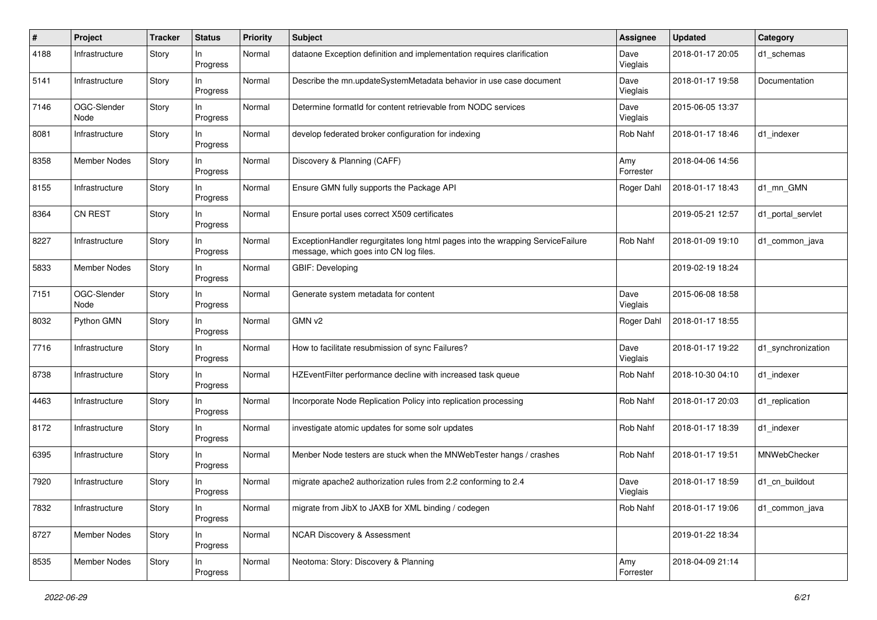| # | Project | Tracker | Status | Priority | Subject | Assignee | Updated | Category |
|---|---|---|---|---|---|---|---|---|
| 4188 | Infrastructure | Story | In Progress | Normal | dataone Exception definition and implementation requires clarification | Dave Vieglais | 2018-01-17 20:05 | d1_schemas |
| 5141 | Infrastructure | Story | In Progress | Normal | Describe the mn.updateSystemMetadata behavior in use case document | Dave Vieglais | 2018-01-17 19:58 | Documentation |
| 7146 | OGC-Slender Node | Story | In Progress | Normal | Determine formatId for content retrievable from NODC services | Dave Vieglais | 2015-06-05 13:37 | |
| 8081 | Infrastructure | Story | In Progress | Normal | develop federated broker configuration for indexing | Rob Nahf | 2018-01-17 18:46 | d1_indexer |
| 8358 | Member Nodes | Story | In Progress | Normal | Discovery & Planning (CAFF) | Amy Forrester | 2018-04-06 14:56 | |
| 8155 | Infrastructure | Story | In Progress | Normal | Ensure GMN fully supports the Package API | Roger Dahl | 2018-01-17 18:43 | d1_mn_GMN |
| 8364 | CN REST | Story | In Progress | Normal | Ensure portal uses correct X509 certificates | | 2019-05-21 12:57 | d1_portal_servlet |
| 8227 | Infrastructure | Story | In Progress | Normal | ExceptionHandler regurgitates long html pages into the wrapping ServiceFailure message, which goes into CN log files. | Rob Nahf | 2018-01-09 19:10 | d1_common_java |
| 5833 | Member Nodes | Story | In Progress | Normal | GBIF: Developing | | 2019-02-19 18:24 | |
| 7151 | OGC-Slender Node | Story | In Progress | Normal | Generate system metadata for content | Dave Vieglais | 2015-06-08 18:58 | |
| 8032 | Python GMN | Story | In Progress | Normal | GMN v2 | Roger Dahl | 2018-01-17 18:55 | |
| 7716 | Infrastructure | Story | In Progress | Normal | How to facilitate resubmission of sync Failures? | Dave Vieglais | 2018-01-17 19:22 | d1_synchronization |
| 8738 | Infrastructure | Story | In Progress | Normal | HZEventFilter performance decline with increased task queue | Rob Nahf | 2018-10-30 04:10 | d1_indexer |
| 4463 | Infrastructure | Story | In Progress | Normal | Incorporate Node Replication Policy into replication processing | Rob Nahf | 2018-01-17 20:03 | d1_replication |
| 8172 | Infrastructure | Story | In Progress | Normal | investigate atomic updates for some solr updates | Rob Nahf | 2018-01-17 18:39 | d1_indexer |
| 6395 | Infrastructure | Story | In Progress | Normal | Menber Node testers are stuck when the MNWebTester hangs / crashes | Rob Nahf | 2018-01-17 19:51 | MNWebChecker |
| 7920 | Infrastructure | Story | In Progress | Normal | migrate apache2 authorization rules from 2.2 conforming to 2.4 | Dave Vieglais | 2018-01-17 18:59 | d1_cn_buildout |
| 7832 | Infrastructure | Story | In Progress | Normal | migrate from JibX to JAXB for XML binding / codegen | Rob Nahf | 2018-01-17 19:06 | d1_common_java |
| 8727 | Member Nodes | Story | In Progress | Normal | NCAR Discovery & Assessment | | 2019-01-22 18:34 | |
| 8535 | Member Nodes | Story | In Progress | Normal | Neotoma: Story: Discovery & Planning | Amy Forrester | 2018-04-09 21:14 | |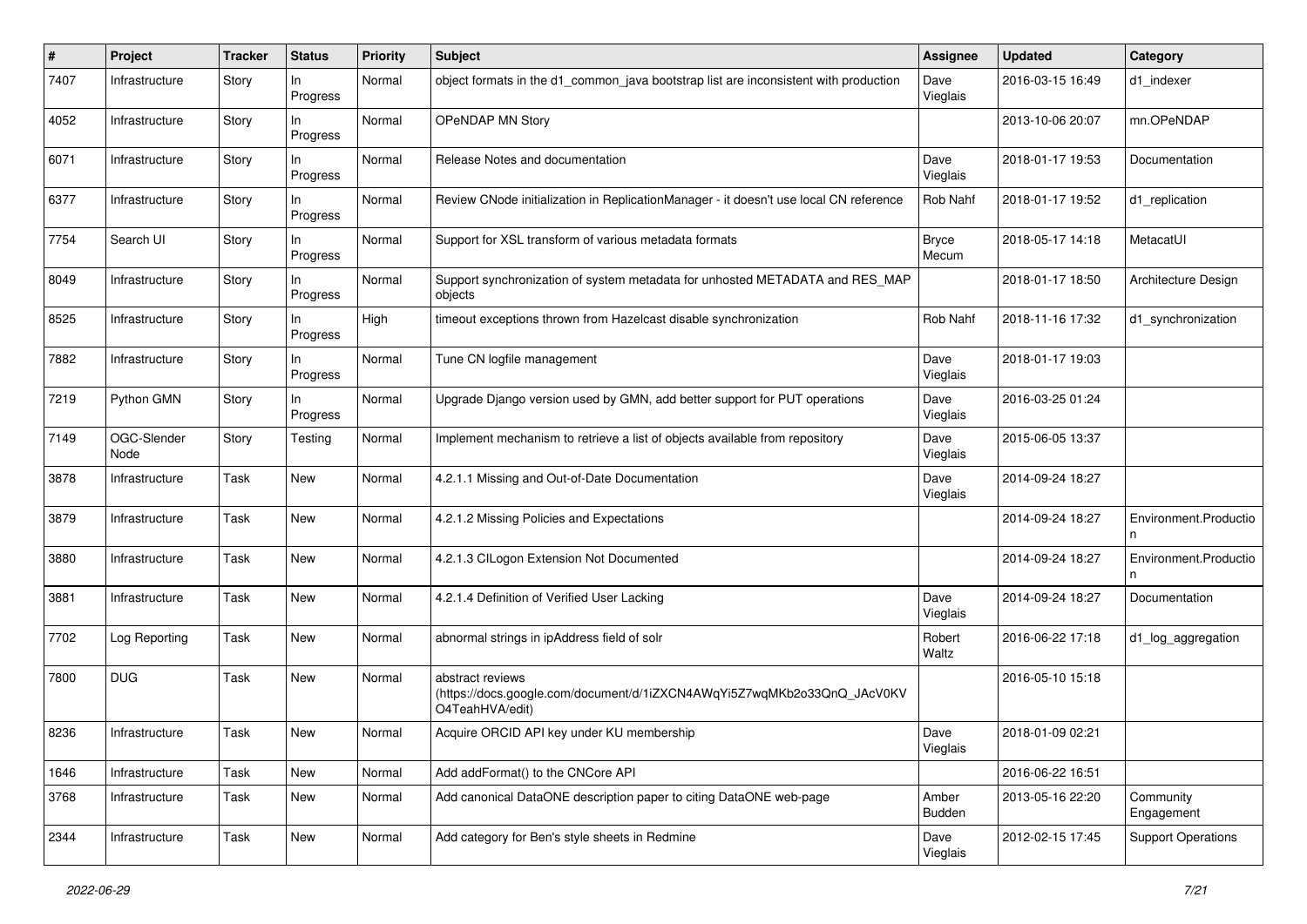| # | Project | Tracker | Status | Priority | Subject | Assignee | Updated | Category |
|---|---|---|---|---|---|---|---|---|
| 7407 | Infrastructure | Story | In Progress | Normal | object formats in the d1_common_java bootstrap list are inconsistent with production | Dave Vieglais | 2016-03-15 16:49 | d1_indexer |
| 4052 | Infrastructure | Story | In Progress | Normal | OPeNDAP MN Story | | 2013-10-06 20:07 | mn.OPeNDAP |
| 6071 | Infrastructure | Story | In Progress | Normal | Release Notes and documentation | Dave Vieglais | 2018-01-17 19:53 | Documentation |
| 6377 | Infrastructure | Story | In Progress | Normal | Review CNode initialization in ReplicationManager - it doesn't use local CN reference | Rob Nahf | 2018-01-17 19:52 | d1_replication |
| 7754 | Search UI | Story | In Progress | Normal | Support for XSL transform of various metadata formats | Bryce Mecum | 2018-05-17 14:18 | MetacatUI |
| 8049 | Infrastructure | Story | In Progress | Normal | Support synchronization of system metadata for unhosted METADATA and RES_MAP objects | | 2018-01-17 18:50 | Architecture Design |
| 8525 | Infrastructure | Story | In Progress | High | timeout exceptions thrown from Hazelcast disable synchronization | Rob Nahf | 2018-11-16 17:32 | d1_synchronization |
| 7882 | Infrastructure | Story | In Progress | Normal | Tune CN logfile management | Dave Vieglais | 2018-01-17 19:03 | |
| 7219 | Python GMN | Story | In Progress | Normal | Upgrade Django version used by GMN, add better support for PUT operations | Dave Vieglais | 2016-03-25 01:24 | |
| 7149 | OGC-Slender Node | Story | Testing | Normal | Implement mechanism to retrieve a list of objects available from repository | Dave Vieglais | 2015-06-05 13:37 | |
| 3878 | Infrastructure | Task | New | Normal | 4.2.1.1 Missing and Out-of-Date Documentation | Dave Vieglais | 2014-09-24 18:27 | |
| 3879 | Infrastructure | Task | New | Normal | 4.2.1.2 Missing Policies and Expectations | | 2014-09-24 18:27 | Environment.Production |
| 3880 | Infrastructure | Task | New | Normal | 4.2.1.3 CILogon Extension Not Documented | | 2014-09-24 18:27 | Environment.Production |
| 3881 | Infrastructure | Task | New | Normal | 4.2.1.4 Definition of Verified User Lacking | Dave Vieglais | 2014-09-24 18:27 | Documentation |
| 7702 | Log Reporting | Task | New | Normal | abnormal strings in ipAddress field of solr | Robert Waltz | 2016-06-22 17:18 | d1_log_aggregation |
| 7800 | DUG | Task | New | Normal | abstract reviews (https://docs.google.com/document/d/1iZXCN4AWqYi5Z7wqMKb2o33QnQ_JAcV0KVO4TeahHVA/edit) | | 2016-05-10 15:18 | |
| 8236 | Infrastructure | Task | New | Normal | Acquire ORCID API key under KU membership | Dave Vieglais | 2018-01-09 02:21 | |
| 1646 | Infrastructure | Task | New | Normal | Add addFormat() to the CNCore API | | 2016-06-22 16:51 | |
| 3768 | Infrastructure | Task | New | Normal | Add canonical DataONE description paper to citing DataONE web-page | Amber Budden | 2013-05-16 22:20 | Community Engagement |
| 2344 | Infrastructure | Task | New | Normal | Add category for Ben's style sheets in Redmine | Dave Vieglais | 2012-02-15 17:45 | Support Operations |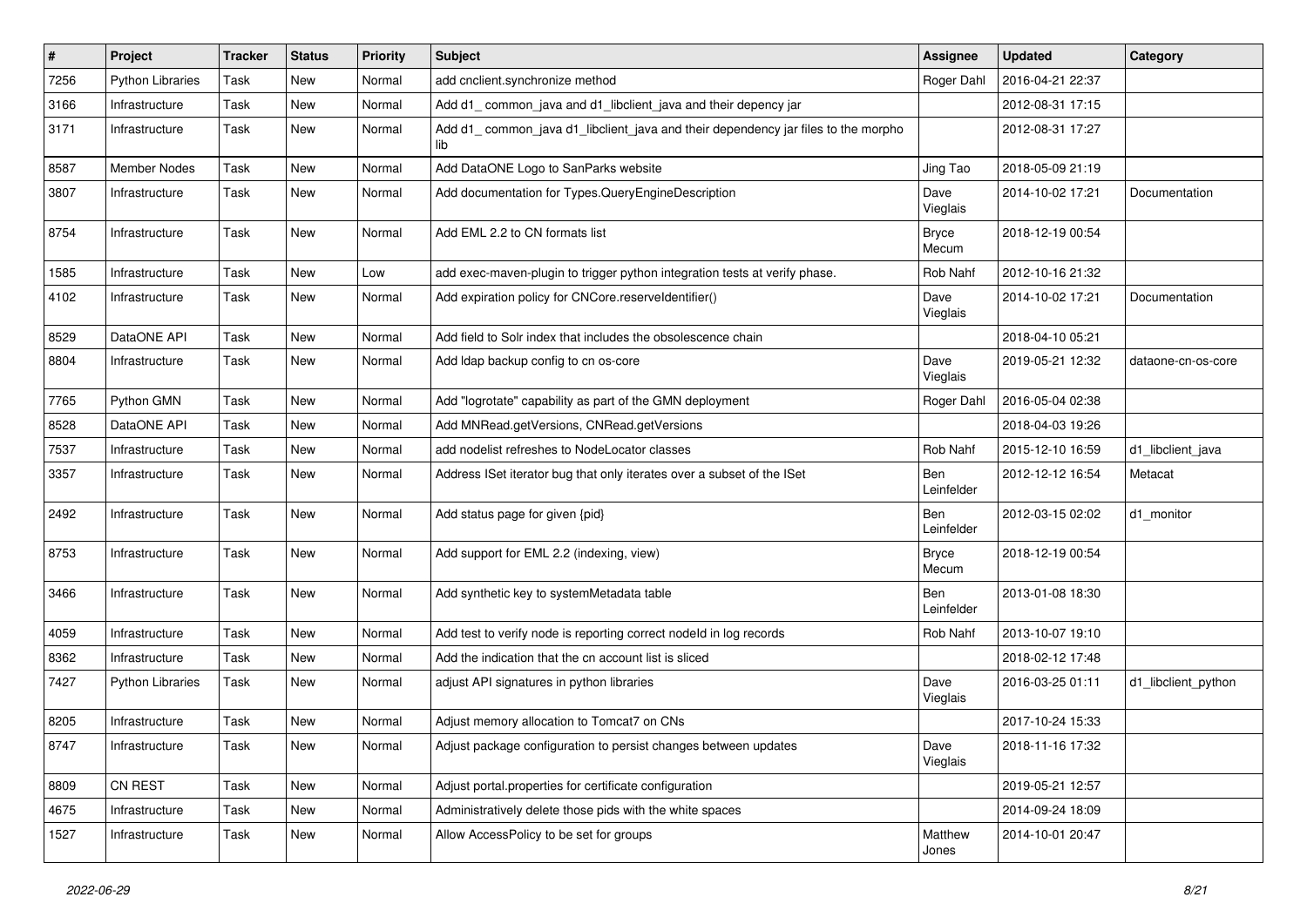| # | Project | Tracker | Status | Priority | Subject | Assignee | Updated | Category |
|---|---|---|---|---|---|---|---|---|
| 7256 | Python Libraries | Task | New | Normal | add cnclient.synchronize method | Roger Dahl | 2016-04-21 22:37 | |
| 3166 | Infrastructure | Task | New | Normal | Add d1_ common_java and d1_libclient_java and their depency jar | | 2012-08-31 17:15 | |
| 3171 | Infrastructure | Task | New | Normal | Add d1_ common_java d1_libclient_java and their dependency jar files to the morpho lib | | 2012-08-31 17:27 | |
| 8587 | Member Nodes | Task | New | Normal | Add DataONE Logo to SanParks website | Jing Tao | 2018-05-09 21:19 | |
| 3807 | Infrastructure | Task | New | Normal | Add documentation for Types.QueryEngineDescription | Dave Vieglais | 2014-10-02 17:21 | Documentation |
| 8754 | Infrastructure | Task | New | Normal | Add EML 2.2 to CN formats list | Bryce Mecum | 2018-12-19 00:54 | |
| 1585 | Infrastructure | Task | New | Low | add exec-maven-plugin to trigger python integration tests at verify phase. | Rob Nahf | 2012-10-16 21:32 | |
| 4102 | Infrastructure | Task | New | Normal | Add expiration policy for CNCore.reserveIdentifier() | Dave Vieglais | 2014-10-02 17:21 | Documentation |
| 8529 | DataONE API | Task | New | Normal | Add field to Solr index that includes the obsolescence chain | | 2018-04-10 05:21 | |
| 8804 | Infrastructure | Task | New | Normal | Add ldap backup config to cn os-core | Dave Vieglais | 2019-05-21 12:32 | dataone-cn-os-core |
| 7765 | Python GMN | Task | New | Normal | Add "logrotate" capability as part of the GMN deployment | Roger Dahl | 2016-05-04 02:38 | |
| 8528 | DataONE API | Task | New | Normal | Add MNRead.getVersions, CNRead.getVersions | | 2018-04-03 19:26 | |
| 7537 | Infrastructure | Task | New | Normal | add nodelist refreshes to NodeLocator classes | Rob Nahf | 2015-12-10 16:59 | d1_libclient_java |
| 3357 | Infrastructure | Task | New | Normal | Address ISet iterator bug that only iterates over a subset of the ISet | Ben Leinfelder | 2012-12-12 16:54 | Metacat |
| 2492 | Infrastructure | Task | New | Normal | Add status page for given {pid} | Ben Leinfelder | 2012-03-15 02:02 | d1_monitor |
| 8753 | Infrastructure | Task | New | Normal | Add support for EML 2.2 (indexing, view) | Bryce Mecum | 2018-12-19 00:54 | |
| 3466 | Infrastructure | Task | New | Normal | Add synthetic key to systemMetadata table | Ben Leinfelder | 2013-01-08 18:30 | |
| 4059 | Infrastructure | Task | New | Normal | Add test to verify node is reporting correct nodeId in log records | Rob Nahf | 2013-10-07 19:10 | |
| 8362 | Infrastructure | Task | New | Normal | Add the indication that the cn account list is sliced | | 2018-02-12 17:48 | |
| 7427 | Python Libraries | Task | New | Normal | adjust API signatures in python libraries | Dave Vieglais | 2016-03-25 01:11 | d1_libclient_python |
| 8205 | Infrastructure | Task | New | Normal | Adjust memory allocation to Tomcat7 on CNs | | 2017-10-24 15:33 | |
| 8747 | Infrastructure | Task | New | Normal | Adjust package configuration to persist changes between updates | Dave Vieglais | 2018-11-16 17:32 | |
| 8809 | CN REST | Task | New | Normal | Adjust portal.properties for certificate configuration | | 2019-05-21 12:57 | |
| 4675 | Infrastructure | Task | New | Normal | Administratively delete those pids with the white spaces | | 2014-09-24 18:09 | |
| 1527 | Infrastructure | Task | New | Normal | Allow AccessPolicy to be set for groups | Matthew Jones | 2014-10-01 20:47 | |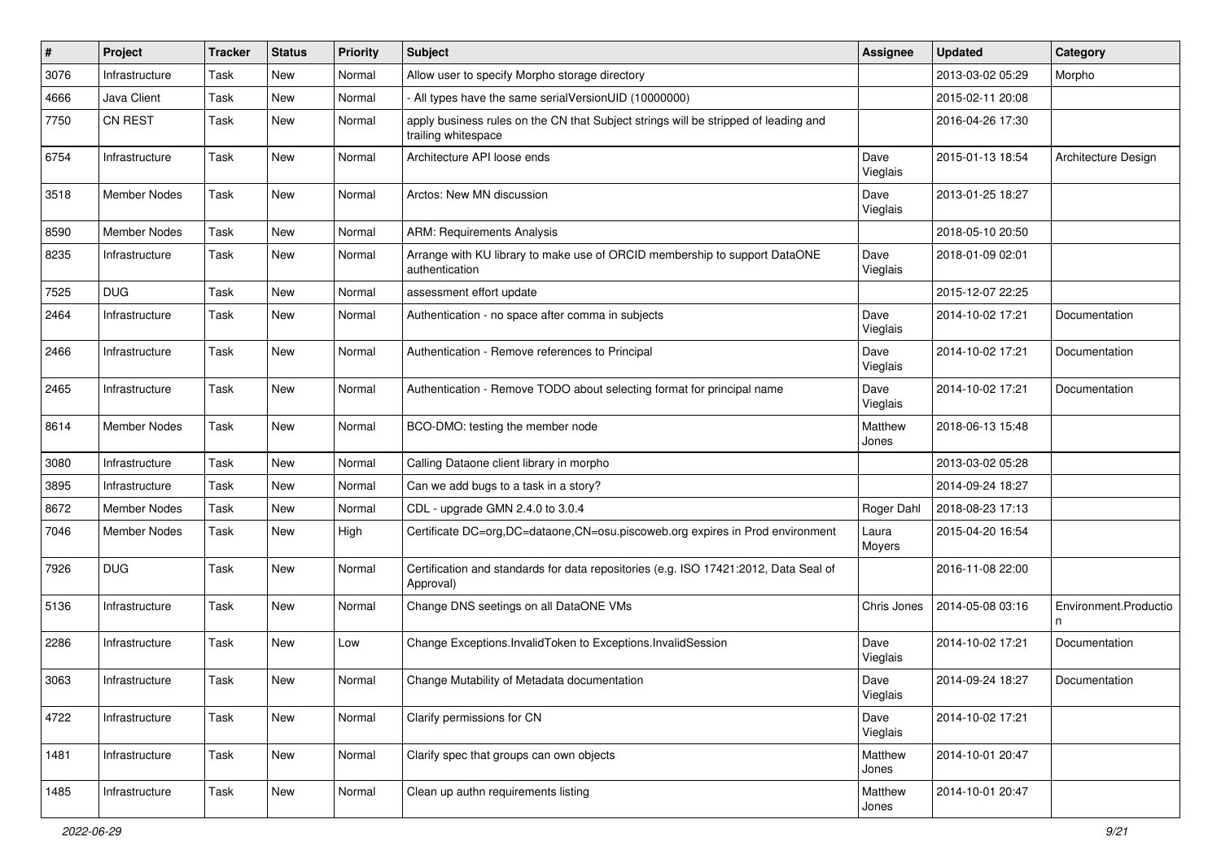| # | Project | Tracker | Status | Priority | Subject | Assignee | Updated | Category |
|---|---|---|---|---|---|---|---|---|
| 3076 | Infrastructure | Task | New | Normal | Allow user to specify Morpho storage directory | | 2013-03-02 05:29 | Morpho |
| 4666 | Java Client | Task | New | Normal | - All types have the same serialVersionUID (10000000) | | 2015-02-11 20:08 | |
| 7750 | CN REST | Task | New | Normal | apply business rules on the CN that Subject strings will be stripped of leading and trailing whitespace | | 2016-04-26 17:30 | |
| 6754 | Infrastructure | Task | New | Normal | Architecture API loose ends | Dave Vieglais | 2015-01-13 18:54 | Architecture Design |
| 3518 | Member Nodes | Task | New | Normal | Arctos: New MN discussion | Dave Vieglais | 2013-01-25 18:27 | |
| 8590 | Member Nodes | Task | New | Normal | ARM: Requirements Analysis | | 2018-05-10 20:50 | |
| 8235 | Infrastructure | Task | New | Normal | Arrange with KU library to make use of ORCID membership to support DataONE authentication | Dave Vieglais | 2018-01-09 02:01 | |
| 7525 | DUG | Task | New | Normal | assessment effort update | | 2015-12-07 22:25 | |
| 2464 | Infrastructure | Task | New | Normal | Authentication - no space after comma in subjects | Dave Vieglais | 2014-10-02 17:21 | Documentation |
| 2466 | Infrastructure | Task | New | Normal | Authentication - Remove references to Principal | Dave Vieglais | 2014-10-02 17:21 | Documentation |
| 2465 | Infrastructure | Task | New | Normal | Authentication - Remove TODO about selecting format for principal name | Dave Vieglais | 2014-10-02 17:21 | Documentation |
| 8614 | Member Nodes | Task | New | Normal | BCO-DMO: testing the member node | Matthew Jones | 2018-06-13 15:48 | |
| 3080 | Infrastructure | Task | New | Normal | Calling Dataone client library in morpho | | 2013-03-02 05:28 | |
| 3895 | Infrastructure | Task | New | Normal | Can we add bugs to a task in a story? | | 2014-09-24 18:27 | |
| 8672 | Member Nodes | Task | New | Normal | CDL - upgrade GMN 2.4.0 to 3.0.4 | Roger Dahl | 2018-08-23 17:13 | |
| 7046 | Member Nodes | Task | New | High | Certificate DC=org,DC=dataone,CN=osu.piscoweb.org expires in Prod environment | Laura Moyers | 2015-04-20 16:54 | |
| 7926 | DUG | Task | New | Normal | Certification and standards for data repositories (e.g. ISO 17421:2012, Data Seal of Approval) | | 2016-11-08 22:00 | |
| 5136 | Infrastructure | Task | New | Normal | Change DNS seetings on all DataONE VMs | Chris Jones | 2014-05-08 03:16 | Environment.Production |
| 2286 | Infrastructure | Task | New | Low | Change Exceptions.InvalidToken to Exceptions.InvalidSession | Dave Vieglais | 2014-10-02 17:21 | Documentation |
| 3063 | Infrastructure | Task | New | Normal | Change Mutability of Metadata documentation | Dave Vieglais | 2014-09-24 18:27 | Documentation |
| 4722 | Infrastructure | Task | New | Normal | Clarify permissions for CN | Dave Vieglais | 2014-10-02 17:21 | |
| 1481 | Infrastructure | Task | New | Normal | Clarify spec that groups can own objects | Matthew Jones | 2014-10-01 20:47 | |
| 1485 | Infrastructure | Task | New | Normal | Clean up authn requirements listing | Matthew Jones | 2014-10-01 20:47 | |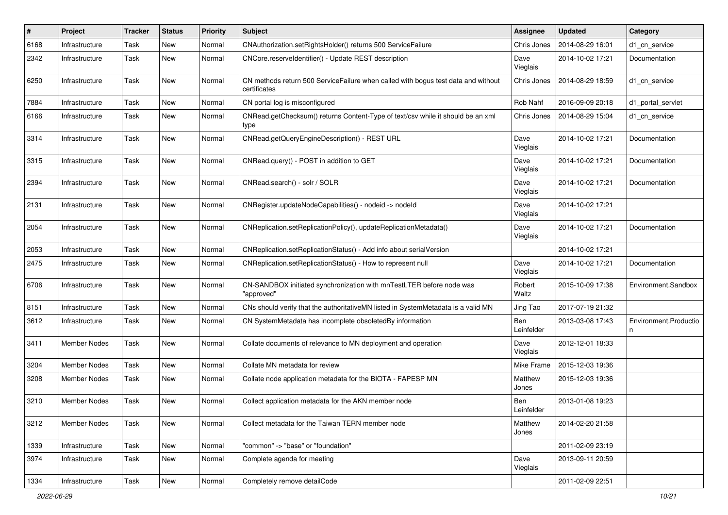| # | Project | Tracker | Status | Priority | Subject | Assignee | Updated | Category |
|---|---|---|---|---|---|---|---|---|
| 6168 | Infrastructure | Task | New | Normal | CNAuthorization.setRightsHolder() returns 500 ServiceFailure | Chris Jones | 2014-08-29 16:01 | d1_cn_service |
| 2342 | Infrastructure | Task | New | Normal | CNCore.reserveIdentifier() - Update REST description | Dave Vieglais | 2014-10-02 17:21 | Documentation |
| 6250 | Infrastructure | Task | New | Normal | CN methods return 500 ServiceFailure when called with bogus test data and without certificates | Chris Jones | 2014-08-29 18:59 | d1_cn_service |
| 7884 | Infrastructure | Task | New | Normal | CN portal log is misconfigured | Rob Nahf | 2016-09-09 20:18 | d1_portal_servlet |
| 6166 | Infrastructure | Task | New | Normal | CNRead.getChecksum() returns Content-Type of text/csv while it should be an xml type | Chris Jones | 2014-08-29 15:04 | d1_cn_service |
| 3314 | Infrastructure | Task | New | Normal | CNRead.getQueryEngineDescription() - REST URL | Dave Vieglais | 2014-10-02 17:21 | Documentation |
| 3315 | Infrastructure | Task | New | Normal | CNRead.query() - POST in addition to GET | Dave Vieglais | 2014-10-02 17:21 | Documentation |
| 2394 | Infrastructure | Task | New | Normal | CNRead.search() - solr / SOLR | Dave Vieglais | 2014-10-02 17:21 | Documentation |
| 2131 | Infrastructure | Task | New | Normal | CNRegister.updateNodeCapabilities() - nodeid -> nodeId | Dave Vieglais | 2014-10-02 17:21 | |
| 2054 | Infrastructure | Task | New | Normal | CNReplication.setReplicationPolicy(), updateReplicationMetadata() | Dave Vieglais | 2014-10-02 17:21 | Documentation |
| 2053 | Infrastructure | Task | New | Normal | CNReplication.setReplicationStatus() - Add info about serialVersion | | 2014-10-02 17:21 | |
| 2475 | Infrastructure | Task | New | Normal | CNReplication.setReplicationStatus() - How to represent null | Dave Vieglais | 2014-10-02 17:21 | Documentation |
| 6706 | Infrastructure | Task | New | Normal | CN-SANDBOX initiated synchronization with mnTestLTER before node was "approved" | Robert Waltz | 2015-10-09 17:38 | Environment.Sandbox |
| 8151 | Infrastructure | Task | New | Normal | CNs should verify that the authoritativeMN listed in SystemMetadata is a valid MN | Jing Tao | 2017-07-19 21:32 | |
| 3612 | Infrastructure | Task | New | Normal | CN SystemMetadata has incomplete obsoletedBy information | Ben Leinfelder | 2013-03-08 17:43 | Environment.Production |
| 3411 | Member Nodes | Task | New | Normal | Collate documents of relevance to MN deployment and operation | Dave Vieglais | 2012-12-01 18:33 | |
| 3204 | Member Nodes | Task | New | Normal | Collate MN metadata for review | Mike Frame | 2015-12-03 19:36 | |
| 3208 | Member Nodes | Task | New | Normal | Collate node application metadata for the BIOTA - FAPESP MN | Matthew Jones | 2015-12-03 19:36 | |
| 3210 | Member Nodes | Task | New | Normal | Collect application metadata for the AKN member node | Ben Leinfelder | 2013-01-08 19:23 | |
| 3212 | Member Nodes | Task | New | Normal | Collect metadata for the Taiwan TERN member node | Matthew Jones | 2014-02-20 21:58 | |
| 1339 | Infrastructure | Task | New | Normal | "common" -> "base" or "foundation" | | 2011-02-09 23:19 | |
| 3974 | Infrastructure | Task | New | Normal | Complete agenda for meeting | Dave Vieglais | 2013-09-11 20:59 | |
| 1334 | Infrastructure | Task | New | Normal | Completely remove detailCode | | 2011-02-09 22:51 | |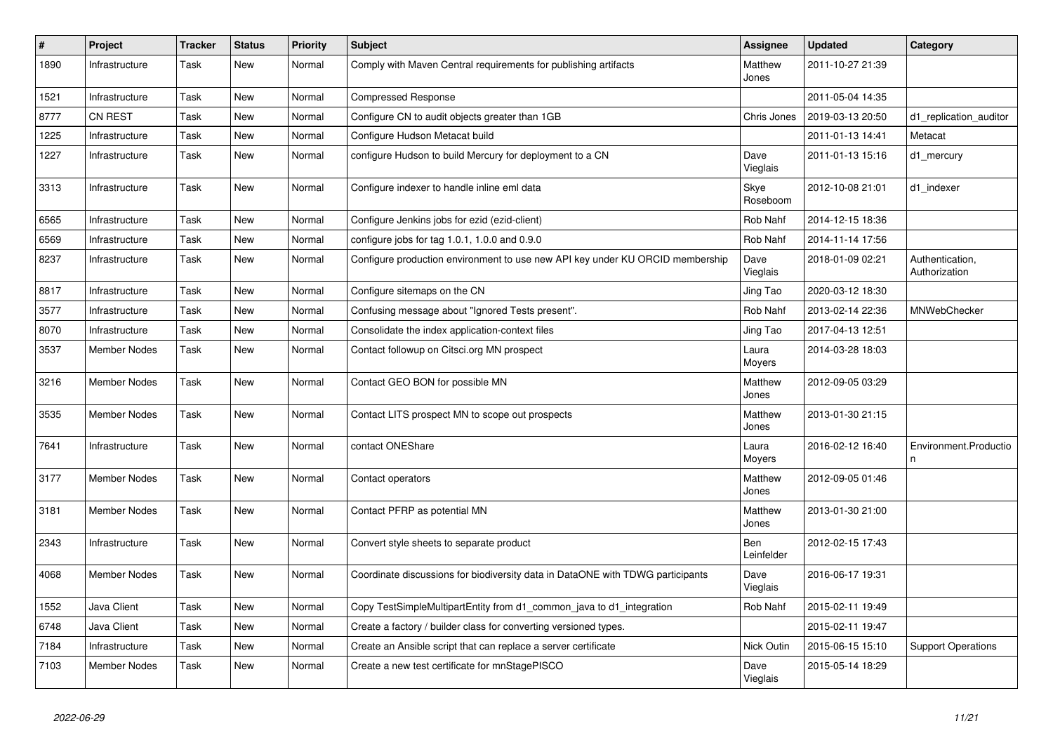| # | Project | Tracker | Status | Priority | Subject | Assignee | Updated | Category |
|---|---|---|---|---|---|---|---|---|
| 1890 | Infrastructure | Task | New | Normal | Comply with Maven Central requirements for publishing artifacts | Matthew Jones | 2011-10-27 21:39 | |
| 1521 | Infrastructure | Task | New | Normal | Compressed Response | | 2011-05-04 14:35 | |
| 8777 | CN REST | Task | New | Normal | Configure CN to audit objects greater than 1GB | Chris Jones | 2019-03-13 20:50 | d1_replication_auditor |
| 1225 | Infrastructure | Task | New | Normal | Configure Hudson Metacat build | | 2011-01-13 14:41 | Metacat |
| 1227 | Infrastructure | Task | New | Normal | configure Hudson to build Mercury for deployment to a CN | Dave Vieglais | 2011-01-13 15:16 | d1_mercury |
| 3313 | Infrastructure | Task | New | Normal | Configure indexer to handle inline eml data | Skye Roseboom | 2012-10-08 21:01 | d1_indexer |
| 6565 | Infrastructure | Task | New | Normal | Configure Jenkins jobs for ezid (ezid-client) | Rob Nahf | 2014-12-15 18:36 | |
| 6569 | Infrastructure | Task | New | Normal | configure jobs for tag 1.0.1, 1.0.0 and 0.9.0 | Rob Nahf | 2014-11-14 17:56 | |
| 8237 | Infrastructure | Task | New | Normal | Configure production environment to use new API key under KU ORCID membership | Dave Vieglais | 2018-01-09 02:21 | Authentication, Authorization |
| 8817 | Infrastructure | Task | New | Normal | Configure sitemaps on the CN | Jing Tao | 2020-03-12 18:30 | |
| 3577 | Infrastructure | Task | New | Normal | Confusing message about "Ignored Tests present". | Rob Nahf | 2013-02-14 22:36 | MNWebChecker |
| 8070 | Infrastructure | Task | New | Normal | Consolidate the index application-context files | Jing Tao | 2017-04-13 12:51 | |
| 3537 | Member Nodes | Task | New | Normal | Contact followup on Citsci.org MN prospect | Laura Moyers | 2014-03-28 18:03 | |
| 3216 | Member Nodes | Task | New | Normal | Contact GEO BON for possible MN | Matthew Jones | 2012-09-05 03:29 | |
| 3535 | Member Nodes | Task | New | Normal | Contact LITS prospect MN to scope out prospects | Matthew Jones | 2013-01-30 21:15 | |
| 7641 | Infrastructure | Task | New | Normal | contact ONEShare | Laura Moyers | 2016-02-12 16:40 | Environment.Production |
| 3177 | Member Nodes | Task | New | Normal | Contact operators | Matthew Jones | 2012-09-05 01:46 | |
| 3181 | Member Nodes | Task | New | Normal | Contact PFRP as potential MN | Matthew Jones | 2013-01-30 21:00 | |
| 2343 | Infrastructure | Task | New | Normal | Convert style sheets to separate product | Ben Leinfelder | 2012-02-15 17:43 | |
| 4068 | Member Nodes | Task | New | Normal | Coordinate discussions for biodiversity data in DataONE with TDWG participants | Dave Vieglais | 2016-06-17 19:31 | |
| 1552 | Java Client | Task | New | Normal | Copy TestSimpleMultipartEntity from d1_common_java to d1_integration | Rob Nahf | 2015-02-11 19:49 | |
| 6748 | Java Client | Task | New | Normal | Create a factory / builder class for converting versioned types. | | 2015-02-11 19:47 | |
| 7184 | Infrastructure | Task | New | Normal | Create an Ansible script that can replace a server certificate | Nick Outin | 2015-06-15 15:10 | Support Operations |
| 7103 | Member Nodes | Task | New | Normal | Create a new test certificate for mnStagePISCO | Dave Vieglais | 2015-05-14 18:29 | |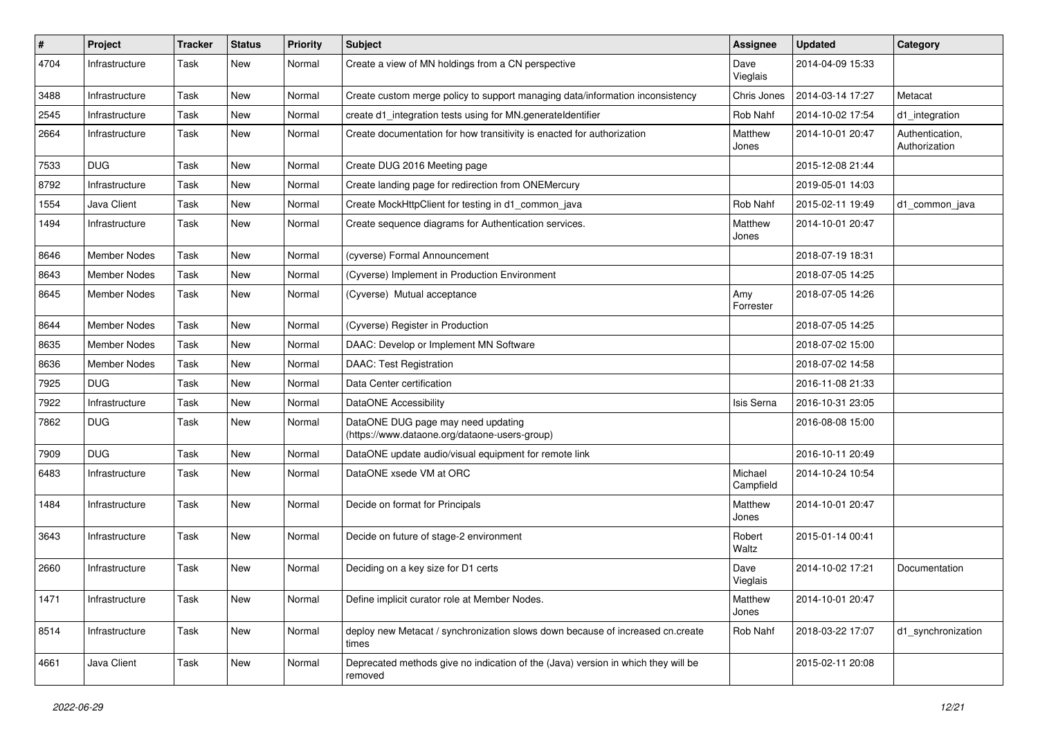| # | Project | Tracker | Status | Priority | Subject | Assignee | Updated | Category |
|---|---|---|---|---|---|---|---|---|
| 4704 | Infrastructure | Task | New | Normal | Create a view of MN holdings from a CN perspective | Dave Vieglais | 2014-04-09 15:33 | |
| 3488 | Infrastructure | Task | New | Normal | Create custom merge policy to support managing data/information inconsistency | Chris Jones | 2014-03-14 17:27 | Metacat |
| 2545 | Infrastructure | Task | New | Normal | create d1_integration tests using for MN.generateIdentifier | Rob Nahf | 2014-10-02 17:54 | d1_integration |
| 2664 | Infrastructure | Task | New | Normal | Create documentation for how transitivity is enacted for authorization | Matthew Jones | 2014-10-01 20:47 | Authentication, Authorization |
| 7533 | DUG | Task | New | Normal | Create DUG 2016 Meeting page | | 2015-12-08 21:44 | |
| 8792 | Infrastructure | Task | New | Normal | Create landing page for redirection from ONEMercury | | 2019-05-01 14:03 | |
| 1554 | Java Client | Task | New | Normal | Create MockHttpClient for testing in d1_common_java | Rob Nahf | 2015-02-11 19:49 | d1_common_java |
| 1494 | Infrastructure | Task | New | Normal | Create sequence diagrams for Authentication services. | Matthew Jones | 2014-10-01 20:47 | |
| 8646 | Member Nodes | Task | New | Normal | (cyverse) Formal Announcement | | 2018-07-19 18:31 | |
| 8643 | Member Nodes | Task | New | Normal | (Cyverse) Implement in Production Environment | | 2018-07-05 14:25 | |
| 8645 | Member Nodes | Task | New | Normal | (Cyverse) Mutual acceptance | Amy Forrester | 2018-07-05 14:26 | |
| 8644 | Member Nodes | Task | New | Normal | (Cyverse) Register in Production | | 2018-07-05 14:25 | |
| 8635 | Member Nodes | Task | New | Normal | DAAC: Develop or Implement MN Software | | 2018-07-02 15:00 | |
| 8636 | Member Nodes | Task | New | Normal | DAAC: Test Registration | | 2018-07-02 14:58 | |
| 7925 | DUG | Task | New | Normal | Data Center certification | | 2016-11-08 21:33 | |
| 7922 | Infrastructure | Task | New | Normal | DataONE Accessibility | Isis Serna | 2016-10-31 23:05 | |
| 7862 | DUG | Task | New | Normal | DataONE DUG page may need updating (https://www.dataone.org/dataone-users-group) | | 2016-08-08 15:00 | |
| 7909 | DUG | Task | New | Normal | DataONE update audio/visual equipment for remote link | | 2016-10-11 20:49 | |
| 6483 | Infrastructure | Task | New | Normal | DataONE xsede VM at ORC | Michael Campfield | 2014-10-24 10:54 | |
| 1484 | Infrastructure | Task | New | Normal | Decide on format for Principals | Matthew Jones | 2014-10-01 20:47 | |
| 3643 | Infrastructure | Task | New | Normal | Decide on future of stage-2 environment | Robert Waltz | 2015-01-14 00:41 | |
| 2660 | Infrastructure | Task | New | Normal | Deciding on a key size for D1 certs | Dave Vieglais | 2014-10-02 17:21 | Documentation |
| 1471 | Infrastructure | Task | New | Normal | Define implicit curator role at Member Nodes. | Matthew Jones | 2014-10-01 20:47 | |
| 8514 | Infrastructure | Task | New | Normal | deploy new Metacat / synchronization slows down because of increased cn.create times | Rob Nahf | 2018-03-22 17:07 | d1_synchronization |
| 4661 | Java Client | Task | New | Normal | Deprecated methods give no indication of the (Java) version in which they will be removed | | 2015-02-11 20:08 | |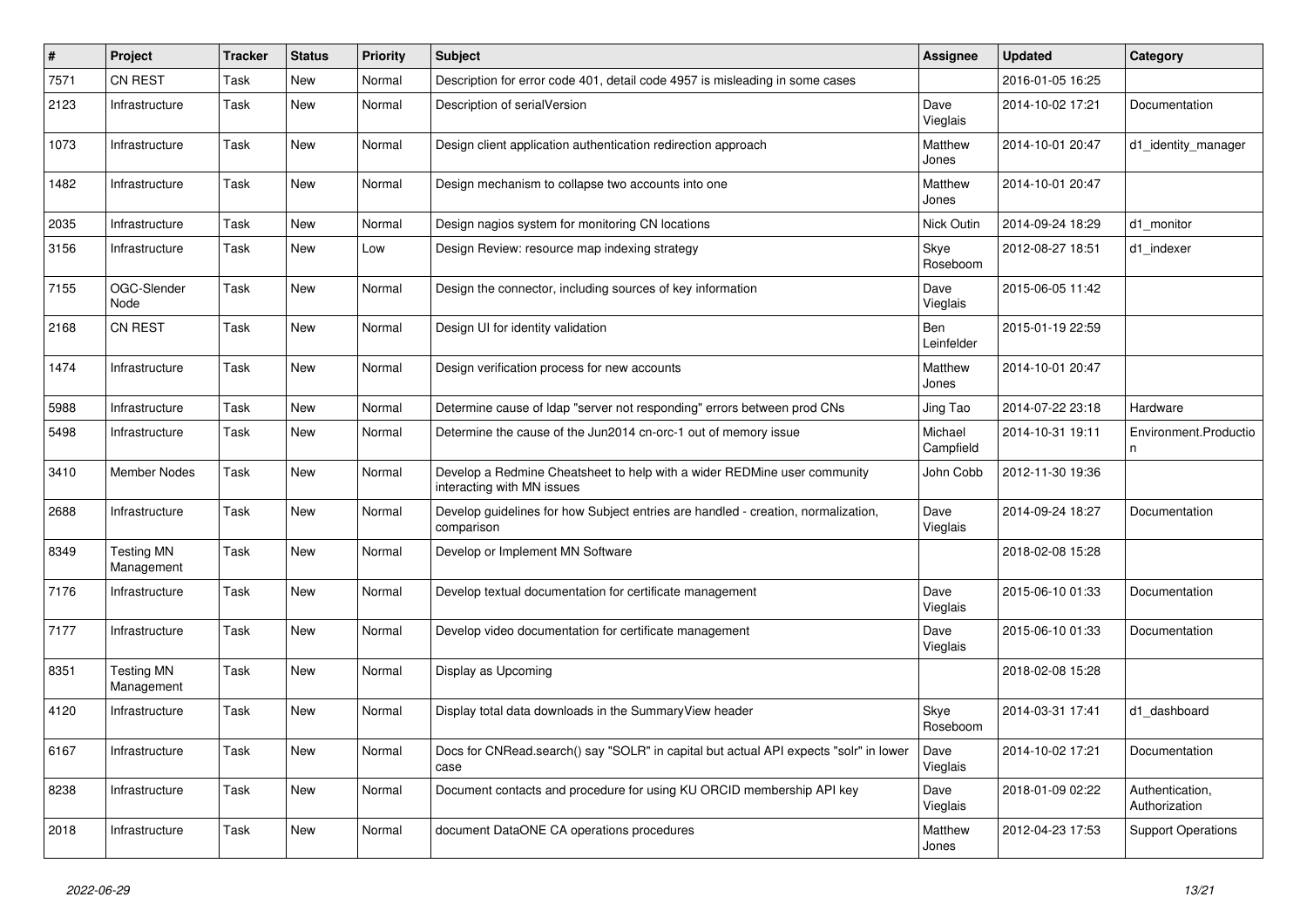| # | Project | Tracker | Status | Priority | Subject | Assignee | Updated | Category |
|---|---|---|---|---|---|---|---|---|
| 7571 | CN REST | Task | New | Normal | Description for error code 401, detail code 4957 is misleading in some cases | | 2016-01-05 16:25 | |
| 2123 | Infrastructure | Task | New | Normal | Description of serialVersion | Dave Vieglais | 2014-10-02 17:21 | Documentation |
| 1073 | Infrastructure | Task | New | Normal | Design client application authentication redirection approach | Matthew Jones | 2014-10-01 20:47 | d1_identity_manager |
| 1482 | Infrastructure | Task | New | Normal | Design mechanism to collapse two accounts into one | Matthew Jones | 2014-10-01 20:47 | |
| 2035 | Infrastructure | Task | New | Normal | Design nagios system for monitoring CN locations | Nick Outin | 2014-09-24 18:29 | d1_monitor |
| 3156 | Infrastructure | Task | New | Low | Design Review: resource map indexing strategy | Skye Roseboom | 2012-08-27 18:51 | d1_indexer |
| 7155 | OGC-Slender Node | Task | New | Normal | Design the connector, including sources of key information | Dave Vieglais | 2015-06-05 11:42 | |
| 2168 | CN REST | Task | New | Normal | Design UI for identity validation | Ben Leinfelder | 2015-01-19 22:59 | |
| 1474 | Infrastructure | Task | New | Normal | Design verification process for new accounts | Matthew Jones | 2014-10-01 20:47 | |
| 5988 | Infrastructure | Task | New | Normal | Determine cause of ldap "server not responding" errors between prod CNs | Jing Tao | 2014-07-22 23:18 | Hardware |
| 5498 | Infrastructure | Task | New | Normal | Determine the cause of the Jun2014 cn-orc-1 out of memory issue | Michael Campfield | 2014-10-31 19:11 | Environment.Production |
| 3410 | Member Nodes | Task | New | Normal | Develop a Redmine Cheatsheet to help with a wider REDMine user community interacting with MN issues | John Cobb | 2012-11-30 19:36 | |
| 2688 | Infrastructure | Task | New | Normal | Develop guidelines for how Subject entries are handled - creation, normalization, comparison | Dave Vieglais | 2014-09-24 18:27 | Documentation |
| 8349 | Testing MN Management | Task | New | Normal | Develop or Implement MN Software | | 2018-02-08 15:28 | |
| 7176 | Infrastructure | Task | New | Normal | Develop textual documentation for certificate management | Dave Vieglais | 2015-06-10 01:33 | Documentation |
| 7177 | Infrastructure | Task | New | Normal | Develop video documentation for certificate management | Dave Vieglais | 2015-06-10 01:33 | Documentation |
| 8351 | Testing MN Management | Task | New | Normal | Display as Upcoming | | 2018-02-08 15:28 | |
| 4120 | Infrastructure | Task | New | Normal | Display total data downloads in the SummaryView header | Skye Roseboom | 2014-03-31 17:41 | d1_dashboard |
| 6167 | Infrastructure | Task | New | Normal | Docs for CNRead.search() say "SOLR" in capital but actual API expects "solr" in lower case | Dave Vieglais | 2014-10-02 17:21 | Documentation |
| 8238 | Infrastructure | Task | New | Normal | Document contacts and procedure for using KU ORCID membership API key | Dave Vieglais | 2018-01-09 02:22 | Authentication, Authorization |
| 2018 | Infrastructure | Task | New | Normal | document DataONE CA operations procedures | Matthew Jones | 2012-04-23 17:53 | Support Operations |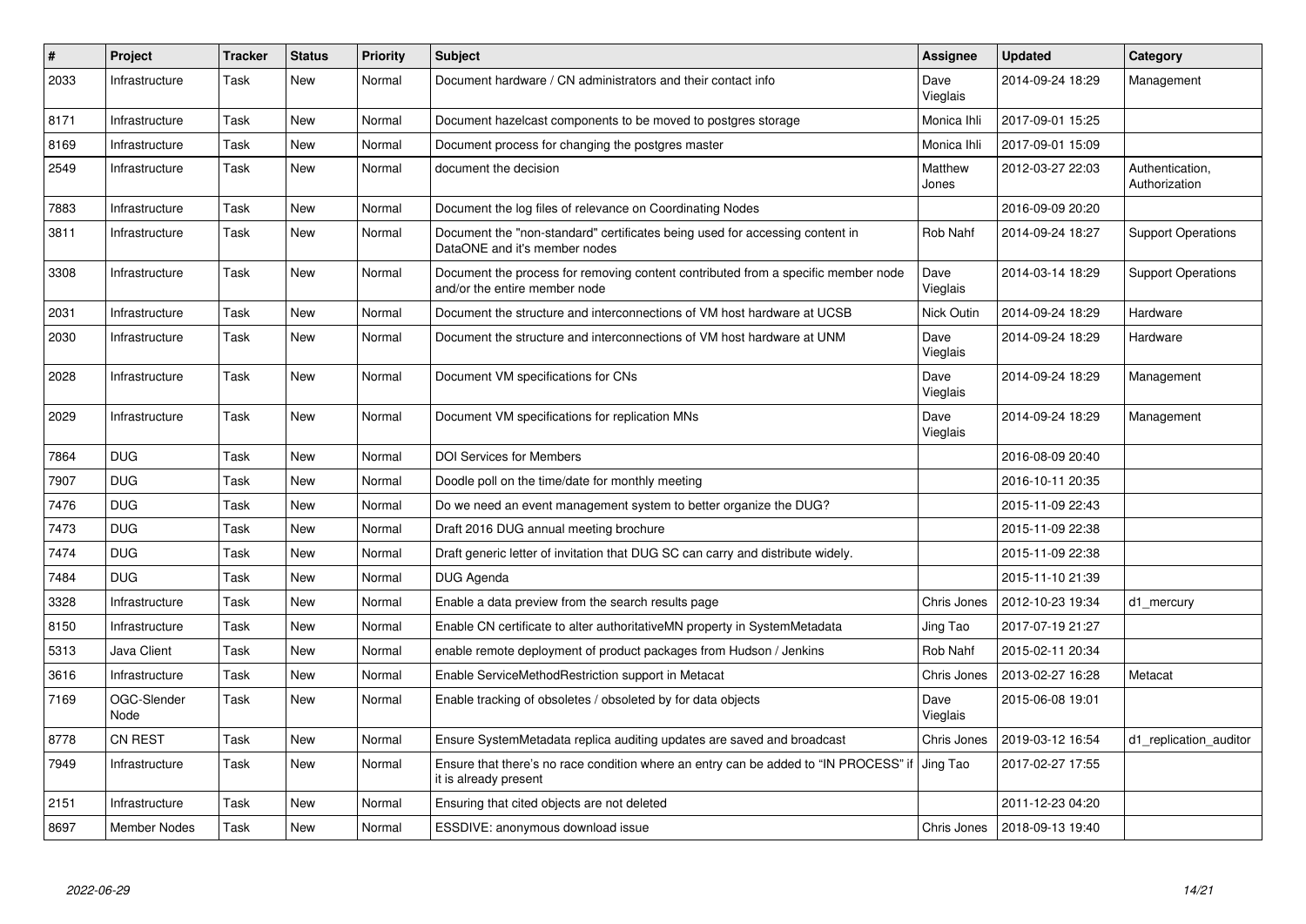| # | Project | Tracker | Status | Priority | Subject | Assignee | Updated | Category |
|---|---|---|---|---|---|---|---|---|
| 2033 | Infrastructure | Task | New | Normal | Document hardware / CN administrators and their contact info | Dave Vieglais | 2014-09-24 18:29 | Management |
| 8171 | Infrastructure | Task | New | Normal | Document hazelcast components to be moved to postgres storage | Monica Ihli | 2017-09-01 15:25 | |
| 8169 | Infrastructure | Task | New | Normal | Document process for changing the postgres master | Monica Ihli | 2017-09-01 15:09 | |
| 2549 | Infrastructure | Task | New | Normal | document the decision | Matthew Jones | 2012-03-27 22:03 | Authentication, Authorization |
| 7883 | Infrastructure | Task | New | Normal | Document the log files of relevance on Coordinating Nodes | | 2016-09-09 20:20 | |
| 3811 | Infrastructure | Task | New | Normal | Document the "non-standard" certificates being used for accessing content in DataONE and it's member nodes | Rob Nahf | 2014-09-24 18:27 | Support Operations |
| 3308 | Infrastructure | Task | New | Normal | Document the process for removing content contributed from a specific member node and/or the entire member node | Dave Vieglais | 2014-03-14 18:29 | Support Operations |
| 2031 | Infrastructure | Task | New | Normal | Document the structure and interconnections of VM host hardware at UCSB | Nick Outin | 2014-09-24 18:29 | Hardware |
| 2030 | Infrastructure | Task | New | Normal | Document the structure and interconnections of VM host hardware at UNM | Dave Vieglais | 2014-09-24 18:29 | Hardware |
| 2028 | Infrastructure | Task | New | Normal | Document VM specifications for CNs | Dave Vieglais | 2014-09-24 18:29 | Management |
| 2029 | Infrastructure | Task | New | Normal | Document VM specifications for replication MNs | Dave Vieglais | 2014-09-24 18:29 | Management |
| 7864 | DUG | Task | New | Normal | DOI Services for Members | | 2016-08-09 20:40 | |
| 7907 | DUG | Task | New | Normal | Doodle poll on the time/date for monthly meeting | | 2016-10-11 20:35 | |
| 7476 | DUG | Task | New | Normal | Do we need an event management system to better organize the DUG? | | 2015-11-09 22:43 | |
| 7473 | DUG | Task | New | Normal | Draft 2016 DUG annual meeting brochure | | 2015-11-09 22:38 | |
| 7474 | DUG | Task | New | Normal | Draft generic letter of invitation that DUG SC can carry and distribute widely. | | 2015-11-09 22:38 | |
| 7484 | DUG | Task | New | Normal | DUG Agenda | | 2015-11-10 21:39 | |
| 3328 | Infrastructure | Task | New | Normal | Enable a data preview from the search results page | Chris Jones | 2012-10-23 19:34 | d1_mercury |
| 8150 | Infrastructure | Task | New | Normal | Enable CN certificate to alter authoritativeMN property in SystemMetadata | Jing Tao | 2017-07-19 21:27 | |
| 5313 | Java Client | Task | New | Normal | enable remote deployment of product packages from Hudson / Jenkins | Rob Nahf | 2015-02-11 20:34 | |
| 3616 | Infrastructure | Task | New | Normal | Enable ServiceMethodRestriction support in Metacat | Chris Jones | 2013-02-27 16:28 | Metacat |
| 7169 | OGC-Slender Node | Task | New | Normal | Enable tracking of obsoletes / obsoleted by for data objects | Dave Vieglais | 2015-06-08 19:01 | |
| 8778 | CN REST | Task | New | Normal | Ensure SystemMetadata replica auditing updates are saved and broadcast | Chris Jones | 2019-03-12 16:54 | d1_replication_auditor |
| 7949 | Infrastructure | Task | New | Normal | Ensure that there's no race condition where an entry can be added to "IN PROCESS" if it is already present | Jing Tao | 2017-02-27 17:55 | |
| 2151 | Infrastructure | Task | New | Normal | Ensuring that cited objects are not deleted | | 2011-12-23 04:20 | |
| 8697 | Member Nodes | Task | New | Normal | ESSDIVE: anonymous download issue | Chris Jones | 2018-09-13 19:40 | |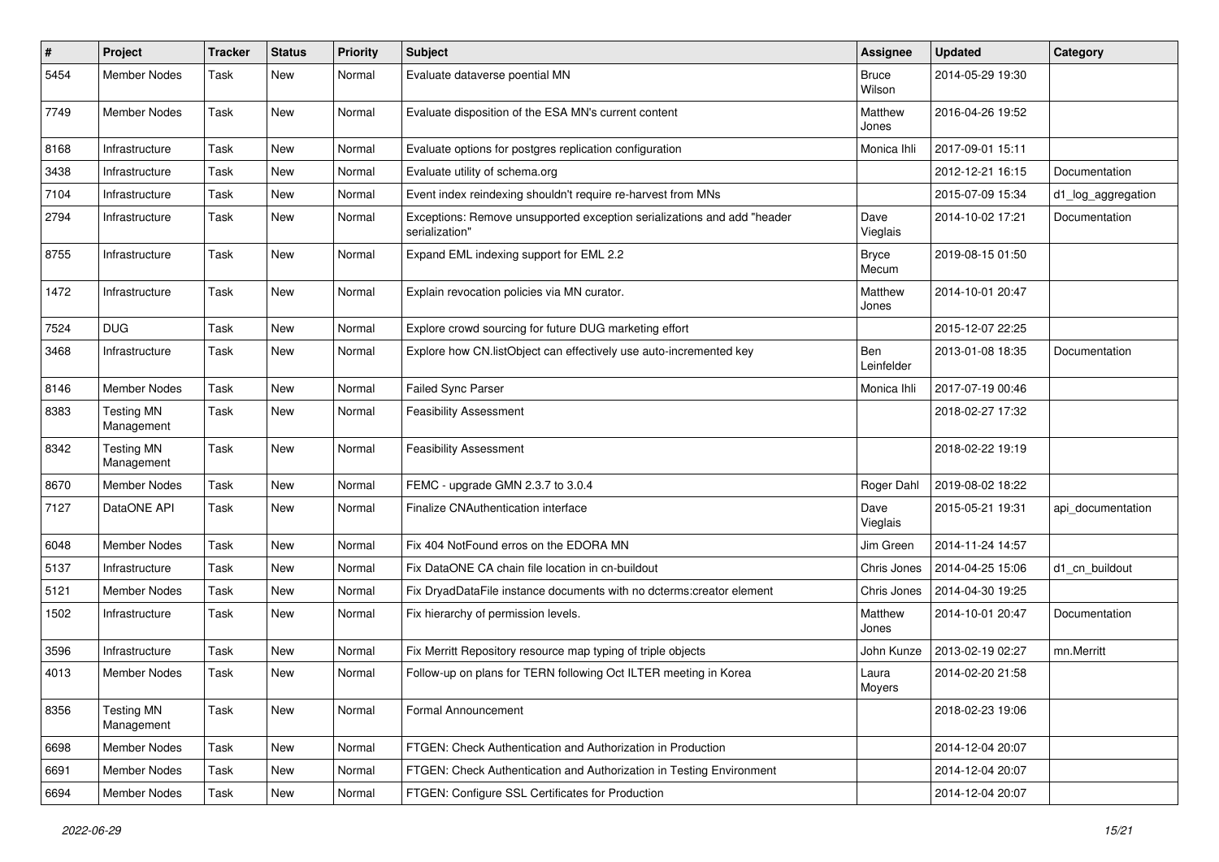| # | Project | Tracker | Status | Priority | Subject | Assignee | Updated | Category |
|---|---|---|---|---|---|---|---|---|
| 5454 | Member Nodes | Task | New | Normal | Evaluate dataverse poential MN | Bruce Wilson | 2014-05-29 19:30 | |
| 7749 | Member Nodes | Task | New | Normal | Evaluate disposition of the ESA MN's current content | Matthew Jones | 2016-04-26 19:52 | |
| 8168 | Infrastructure | Task | New | Normal | Evaluate options for postgres replication configuration | Monica Ihli | 2017-09-01 15:11 | |
| 3438 | Infrastructure | Task | New | Normal | Evaluate utility of schema.org | | 2012-12-21 16:15 | Documentation |
| 7104 | Infrastructure | Task | New | Normal | Event index reindexing shouldn't require re-harvest from MNs | | 2015-07-09 15:34 | d1_log_aggregation |
| 2794 | Infrastructure | Task | New | Normal | Exceptions: Remove unsupported exception serializations and add "header serialization" | Dave Vieglais | 2014-10-02 17:21 | Documentation |
| 8755 | Infrastructure | Task | New | Normal | Expand EML indexing support for EML 2.2 | Bryce Mecum | 2019-08-15 01:50 | |
| 1472 | Infrastructure | Task | New | Normal | Explain revocation policies via MN curator. | Matthew Jones | 2014-10-01 20:47 | |
| 7524 | DUG | Task | New | Normal | Explore crowd sourcing for future DUG marketing effort | | 2015-12-07 22:25 | |
| 3468 | Infrastructure | Task | New | Normal | Explore how CN.listObject can effectively use auto-incremented key | Ben Leinfelder | 2013-01-08 18:35 | Documentation |
| 8146 | Member Nodes | Task | New | Normal | Failed Sync Parser | Monica Ihli | 2017-07-19 00:46 | |
| 8383 | Testing MN Management | Task | New | Normal | Feasibility Assessment | | 2018-02-27 17:32 | |
| 8342 | Testing MN Management | Task | New | Normal | Feasibility Assessment | | 2018-02-22 19:19 | |
| 8670 | Member Nodes | Task | New | Normal | FEMC - upgrade GMN 2.3.7 to 3.0.4 | Roger Dahl | 2019-08-02 18:22 | |
| 7127 | DataONE API | Task | New | Normal | Finalize CNAuthentication interface | Dave Vieglais | 2015-05-21 19:31 | api_documentation |
| 6048 | Member Nodes | Task | New | Normal | Fix 404 NotFound erros on the EDORA MN | Jim Green | 2014-11-24 14:57 | |
| 5137 | Infrastructure | Task | New | Normal | Fix DataONE CA chain file location in cn-buildout | Chris Jones | 2014-04-25 15:06 | d1_cn_buildout |
| 5121 | Member Nodes | Task | New | Normal | Fix DryadDataFile instance documents with no dcterms:creator element | Chris Jones | 2014-04-30 19:25 | |
| 1502 | Infrastructure | Task | New | Normal | Fix hierarchy of permission levels. | Matthew Jones | 2014-10-01 20:47 | Documentation |
| 3596 | Infrastructure | Task | New | Normal | Fix Merritt Repository resource map typing of triple objects | John Kunze | 2013-02-19 02:27 | mn.Merritt |
| 4013 | Member Nodes | Task | New | Normal | Follow-up on plans for TERN following Oct ILTER meeting in Korea | Laura Moyers | 2014-02-20 21:58 | |
| 8356 | Testing MN Management | Task | New | Normal | Formal Announcement | | 2018-02-23 19:06 | |
| 6698 | Member Nodes | Task | New | Normal | FTGEN: Check Authentication and Authorization in Production | | 2014-12-04 20:07 | |
| 6691 | Member Nodes | Task | New | Normal | FTGEN: Check Authentication and Authorization in Testing Environment | | 2014-12-04 20:07 | |
| 6694 | Member Nodes | Task | New | Normal | FTGEN: Configure SSL Certificates for Production | | 2014-12-04 20:07 | |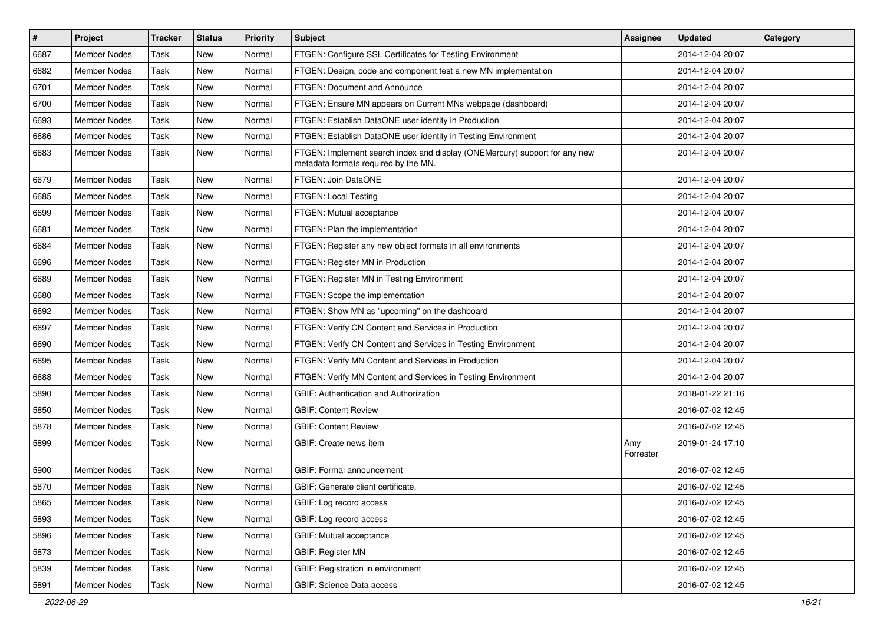| # | Project | Tracker | Status | Priority | Subject | Assignee | Updated | Category |
|---|---|---|---|---|---|---|---|---|
| 6687 | Member Nodes | Task | New | Normal | FTGEN: Configure SSL Certificates for Testing Environment | | 2014-12-04 20:07 | |
| 6682 | Member Nodes | Task | New | Normal | FTGEN: Design, code and component test a new MN implementation | | 2014-12-04 20:07 | |
| 6701 | Member Nodes | Task | New | Normal | FTGEN: Document and Announce | | 2014-12-04 20:07 | |
| 6700 | Member Nodes | Task | New | Normal | FTGEN: Ensure MN appears on Current MNs webpage (dashboard) | | 2014-12-04 20:07 | |
| 6693 | Member Nodes | Task | New | Normal | FTGEN: Establish DataONE user identity in Production | | 2014-12-04 20:07 | |
| 6686 | Member Nodes | Task | New | Normal | FTGEN: Establish DataONE user identity in Testing Environment | | 2014-12-04 20:07 | |
| 6683 | Member Nodes | Task | New | Normal | FTGEN: Implement search index and display (ONEMercury) support for any new metadata formats required by the MN. | | 2014-12-04 20:07 | |
| 6679 | Member Nodes | Task | New | Normal | FTGEN: Join DataONE | | 2014-12-04 20:07 | |
| 6685 | Member Nodes | Task | New | Normal | FTGEN: Local Testing | | 2014-12-04 20:07 | |
| 6699 | Member Nodes | Task | New | Normal | FTGEN: Mutual acceptance | | 2014-12-04 20:07 | |
| 6681 | Member Nodes | Task | New | Normal | FTGEN: Plan the implementation | | 2014-12-04 20:07 | |
| 6684 | Member Nodes | Task | New | Normal | FTGEN: Register any new object formats in all environments | | 2014-12-04 20:07 | |
| 6696 | Member Nodes | Task | New | Normal | FTGEN: Register MN in Production | | 2014-12-04 20:07 | |
| 6689 | Member Nodes | Task | New | Normal | FTGEN: Register MN in Testing Environment | | 2014-12-04 20:07 | |
| 6680 | Member Nodes | Task | New | Normal | FTGEN: Scope the implementation | | 2014-12-04 20:07 | |
| 6692 | Member Nodes | Task | New | Normal | FTGEN: Show MN as "upcoming" on the dashboard | | 2014-12-04 20:07 | |
| 6697 | Member Nodes | Task | New | Normal | FTGEN: Verify CN Content and Services in Production | | 2014-12-04 20:07 | |
| 6690 | Member Nodes | Task | New | Normal | FTGEN: Verify CN Content and Services in Testing Environment | | 2014-12-04 20:07 | |
| 6695 | Member Nodes | Task | New | Normal | FTGEN: Verify MN Content and Services in Production | | 2014-12-04 20:07 | |
| 6688 | Member Nodes | Task | New | Normal | FTGEN: Verify MN Content and Services in Testing Environment | | 2014-12-04 20:07 | |
| 5890 | Member Nodes | Task | New | Normal | GBIF: Authentication and Authorization | | 2018-01-22 21:16 | |
| 5850 | Member Nodes | Task | New | Normal | GBIF: Content Review | | 2016-07-02 12:45 | |
| 5878 | Member Nodes | Task | New | Normal | GBIF: Content Review | | 2016-07-02 12:45 | |
| 5899 | Member Nodes | Task | New | Normal | GBIF: Create news item | Amy Forrester | 2019-01-24 17:10 | |
| 5900 | Member Nodes | Task | New | Normal | GBIF: Formal announcement | | 2016-07-02 12:45 | |
| 5870 | Member Nodes | Task | New | Normal | GBIF: Generate client certificate. | | 2016-07-02 12:45 | |
| 5865 | Member Nodes | Task | New | Normal | GBIF: Log record access | | 2016-07-02 12:45 | |
| 5893 | Member Nodes | Task | New | Normal | GBIF: Log record access | | 2016-07-02 12:45 | |
| 5896 | Member Nodes | Task | New | Normal | GBIF: Mutual acceptance | | 2016-07-02 12:45 | |
| 5873 | Member Nodes | Task | New | Normal | GBIF: Register MN | | 2016-07-02 12:45 | |
| 5839 | Member Nodes | Task | New | Normal | GBIF: Registration in environment | | 2016-07-02 12:45 | |
| 5891 | Member Nodes | Task | New | Normal | GBIF: Science Data access | | 2016-07-02 12:45 | |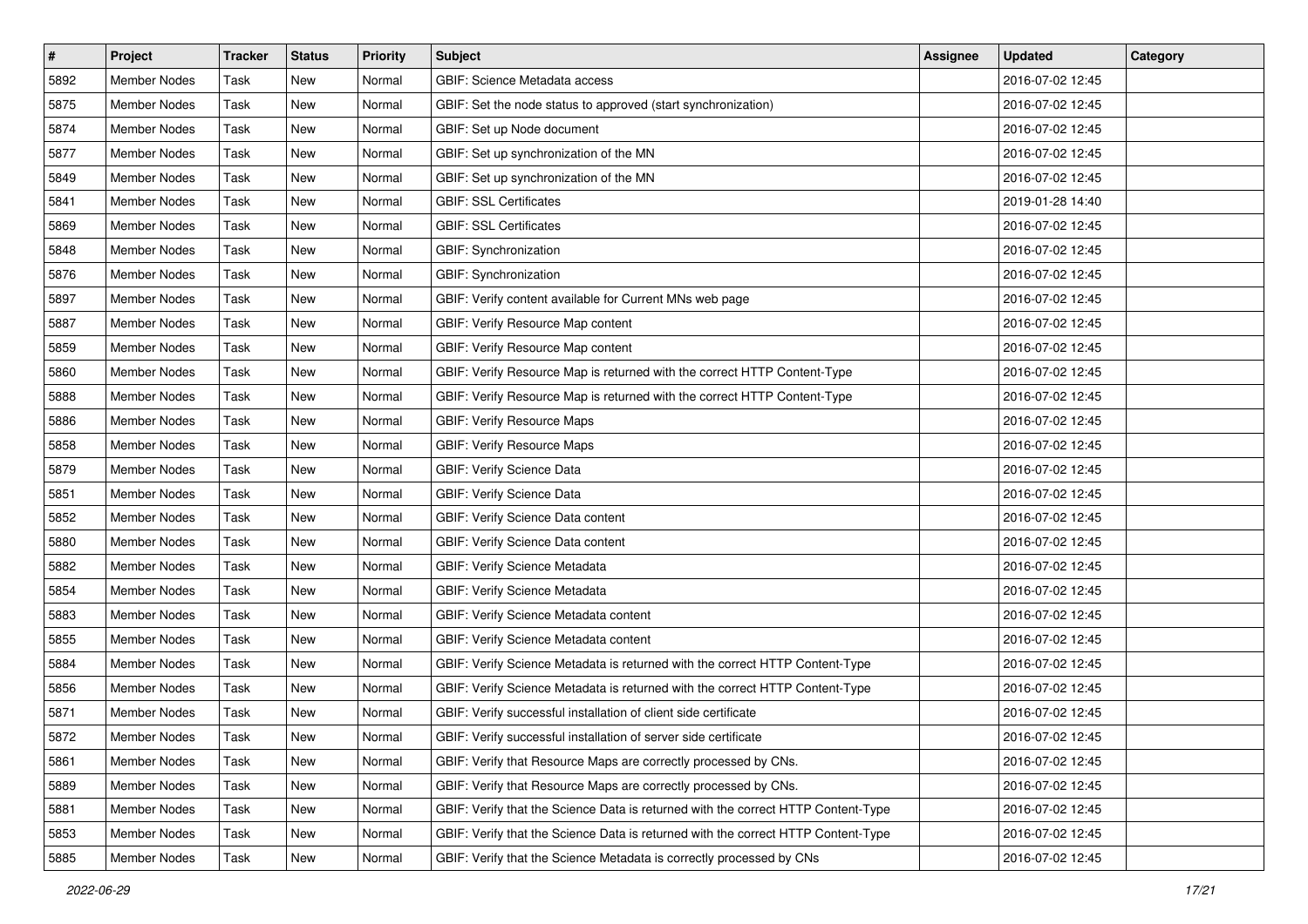| # | Project | Tracker | Status | Priority | Subject | Assignee | Updated | Category |
|---|---|---|---|---|---|---|---|---|
| 5892 | Member Nodes | Task | New | Normal | GBIF: Science Metadata access | | 2016-07-02 12:45 | |
| 5875 | Member Nodes | Task | New | Normal | GBIF: Set the node status to approved (start synchronization) | | 2016-07-02 12:45 | |
| 5874 | Member Nodes | Task | New | Normal | GBIF: Set up Node document | | 2016-07-02 12:45 | |
| 5877 | Member Nodes | Task | New | Normal | GBIF: Set up synchronization of the MN | | 2016-07-02 12:45 | |
| 5849 | Member Nodes | Task | New | Normal | GBIF: Set up synchronization of the MN | | 2016-07-02 12:45 | |
| 5841 | Member Nodes | Task | New | Normal | GBIF: SSL Certificates | | 2019-01-28 14:40 | |
| 5869 | Member Nodes | Task | New | Normal | GBIF: SSL Certificates | | 2016-07-02 12:45 | |
| 5848 | Member Nodes | Task | New | Normal | GBIF: Synchronization | | 2016-07-02 12:45 | |
| 5876 | Member Nodes | Task | New | Normal | GBIF: Synchronization | | 2016-07-02 12:45 | |
| 5897 | Member Nodes | Task | New | Normal | GBIF: Verify content available for Current MNs web page | | 2016-07-02 12:45 | |
| 5887 | Member Nodes | Task | New | Normal | GBIF: Verify Resource Map content | | 2016-07-02 12:45 | |
| 5859 | Member Nodes | Task | New | Normal | GBIF: Verify Resource Map content | | 2016-07-02 12:45 | |
| 5860 | Member Nodes | Task | New | Normal | GBIF: Verify Resource Map is returned with the correct HTTP Content-Type | | 2016-07-02 12:45 | |
| 5888 | Member Nodes | Task | New | Normal | GBIF: Verify Resource Map is returned with the correct HTTP Content-Type | | 2016-07-02 12:45 | |
| 5886 | Member Nodes | Task | New | Normal | GBIF: Verify Resource Maps | | 2016-07-02 12:45 | |
| 5858 | Member Nodes | Task | New | Normal | GBIF: Verify Resource Maps | | 2016-07-02 12:45 | |
| 5879 | Member Nodes | Task | New | Normal | GBIF: Verify Science Data | | 2016-07-02 12:45 | |
| 5851 | Member Nodes | Task | New | Normal | GBIF: Verify Science Data | | 2016-07-02 12:45 | |
| 5852 | Member Nodes | Task | New | Normal | GBIF: Verify Science Data content | | 2016-07-02 12:45 | |
| 5880 | Member Nodes | Task | New | Normal | GBIF: Verify Science Data content | | 2016-07-02 12:45 | |
| 5882 | Member Nodes | Task | New | Normal | GBIF: Verify Science Metadata | | 2016-07-02 12:45 | |
| 5854 | Member Nodes | Task | New | Normal | GBIF: Verify Science Metadata | | 2016-07-02 12:45 | |
| 5883 | Member Nodes | Task | New | Normal | GBIF: Verify Science Metadata content | | 2016-07-02 12:45 | |
| 5855 | Member Nodes | Task | New | Normal | GBIF: Verify Science Metadata content | | 2016-07-02 12:45 | |
| 5884 | Member Nodes | Task | New | Normal | GBIF: Verify Science Metadata is returned with the correct HTTP Content-Type | | 2016-07-02 12:45 | |
| 5856 | Member Nodes | Task | New | Normal | GBIF: Verify Science Metadata is returned with the correct HTTP Content-Type | | 2016-07-02 12:45 | |
| 5871 | Member Nodes | Task | New | Normal | GBIF: Verify successful installation of client side certificate | | 2016-07-02 12:45 | |
| 5872 | Member Nodes | Task | New | Normal | GBIF: Verify successful installation of server side certificate | | 2016-07-02 12:45 | |
| 5861 | Member Nodes | Task | New | Normal | GBIF: Verify that Resource Maps are correctly processed by CNs. | | 2016-07-02 12:45 | |
| 5889 | Member Nodes | Task | New | Normal | GBIF: Verify that Resource Maps are correctly processed by CNs. | | 2016-07-02 12:45 | |
| 5881 | Member Nodes | Task | New | Normal | GBIF: Verify that the Science Data is returned with the correct HTTP Content-Type | | 2016-07-02 12:45 | |
| 5853 | Member Nodes | Task | New | Normal | GBIF: Verify that the Science Data is returned with the correct HTTP Content-Type | | 2016-07-02 12:45 | |
| 5885 | Member Nodes | Task | New | Normal | GBIF: Verify that the Science Metadata is correctly processed by CNs | | 2016-07-02 12:45 | |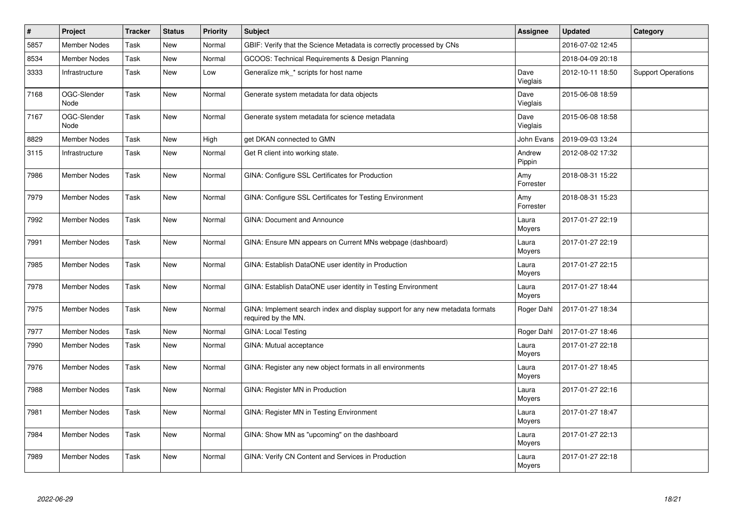| # | Project | Tracker | Status | Priority | Subject | Assignee | Updated | Category |
|---|---|---|---|---|---|---|---|---|
| 5857 | Member Nodes | Task | New | Normal | GBIF: Verify that the Science Metadata is correctly processed by CNs | | 2016-07-02 12:45 | |
| 8534 | Member Nodes | Task | New | Normal | GCOOS: Technical Requirements & Design Planning | | 2018-04-09 20:18 | |
| 3333 | Infrastructure | Task | New | Low | Generalize mk_* scripts for host name | Dave Vieglais | 2012-10-11 18:50 | Support Operations |
| 7168 | OGC-Slender Node | Task | New | Normal | Generate system metadata for data objects | Dave Vieglais | 2015-06-08 18:59 | |
| 7167 | OGC-Slender Node | Task | New | Normal | Generate system metadata for science metadata | Dave Vieglais | 2015-06-08 18:58 | |
| 8829 | Member Nodes | Task | New | High | get DKAN connected to GMN | John Evans | 2019-09-03 13:24 | |
| 3115 | Infrastructure | Task | New | Normal | Get R client into working state. | Andrew Pippin | 2012-08-02 17:32 | |
| 7986 | Member Nodes | Task | New | Normal | GINA: Configure SSL Certificates for Production | Amy Forrester | 2018-08-31 15:22 | |
| 7979 | Member Nodes | Task | New | Normal | GINA: Configure SSL Certificates for Testing Environment | Amy Forrester | 2018-08-31 15:23 | |
| 7992 | Member Nodes | Task | New | Normal | GINA: Document and Announce | Laura Moyers | 2017-01-27 22:19 | |
| 7991 | Member Nodes | Task | New | Normal | GINA: Ensure MN appears on Current MNs webpage (dashboard) | Laura Moyers | 2017-01-27 22:19 | |
| 7985 | Member Nodes | Task | New | Normal | GINA: Establish DataONE user identity in Production | Laura Moyers | 2017-01-27 22:15 | |
| 7978 | Member Nodes | Task | New | Normal | GINA: Establish DataONE user identity in Testing Environment | Laura Moyers | 2017-01-27 18:44 | |
| 7975 | Member Nodes | Task | New | Normal | GINA: Implement search index and display support for any new metadata formats required by the MN. | Roger Dahl | 2017-01-27 18:34 | |
| 7977 | Member Nodes | Task | New | Normal | GINA: Local Testing | Roger Dahl | 2017-01-27 18:46 | |
| 7990 | Member Nodes | Task | New | Normal | GINA: Mutual acceptance | Laura Moyers | 2017-01-27 22:18 | |
| 7976 | Member Nodes | Task | New | Normal | GINA: Register any new object formats in all environments | Laura Moyers | 2017-01-27 18:45 | |
| 7988 | Member Nodes | Task | New | Normal | GINA: Register MN in Production | Laura Moyers | 2017-01-27 22:16 | |
| 7981 | Member Nodes | Task | New | Normal | GINA: Register MN in Testing Environment | Laura Moyers | 2017-01-27 18:47 | |
| 7984 | Member Nodes | Task | New | Normal | GINA: Show MN as "upcoming" on the dashboard | Laura Moyers | 2017-01-27 22:13 | |
| 7989 | Member Nodes | Task | New | Normal | GINA: Verify CN Content and Services in Production | Laura Moyers | 2017-01-27 22:18 | |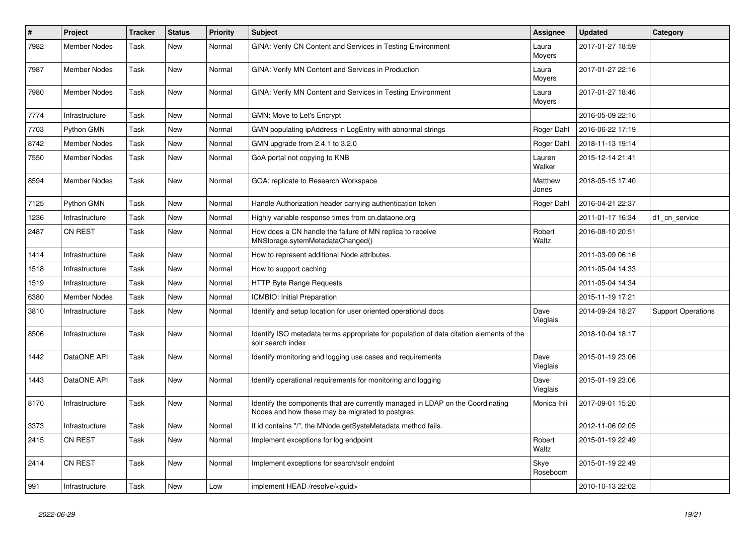| # | Project | Tracker | Status | Priority | Subject | Assignee | Updated | Category |
|---|---|---|---|---|---|---|---|---|
| 7982 | Member Nodes | Task | New | Normal | GINA: Verify CN Content and Services in Testing Environment | Laura Moyers | 2017-01-27 18:59 | |
| 7987 | Member Nodes | Task | New | Normal | GINA: Verify MN Content and Services in Production | Laura Moyers | 2017-01-27 22:16 | |
| 7980 | Member Nodes | Task | New | Normal | GINA: Verify MN Content and Services in Testing Environment | Laura Moyers | 2017-01-27 18:46 | |
| 7774 | Infrastructure | Task | New | Normal | GMN: Move to Let's Encrypt | | 2016-05-09 22:16 | |
| 7703 | Python GMN | Task | New | Normal | GMN populating ipAddress in LogEntry with abnormal strings | Roger Dahl | 2016-06-22 17:19 | |
| 8742 | Member Nodes | Task | New | Normal | GMN upgrade from 2.4.1 to 3.2.0 | Roger Dahl | 2018-11-13 19:14 | |
| 7550 | Member Nodes | Task | New | Normal | GoA portal not copying to KNB | Lauren Walker | 2015-12-14 21:41 | |
| 8594 | Member Nodes | Task | New | Normal | GOA: replicate to Research Workspace | Matthew Jones | 2018-05-15 17:40 | |
| 7125 | Python GMN | Task | New | Normal | Handle Authorization header carrying authentication token | Roger Dahl | 2016-04-21 22:37 | |
| 1236 | Infrastructure | Task | New | Normal | Highly variable response times from cn.dataone.org | | 2011-01-17 16:34 | d1_cn_service |
| 2487 | CN REST | Task | New | Normal | How does a CN handle the failure of MN replica to receive MNStorage.sytemMetadataChanged() | Robert Waltz | 2016-08-10 20:51 | |
| 1414 | Infrastructure | Task | New | Normal | How to represent additional Node attributes. | | 2011-03-09 06:16 | |
| 1518 | Infrastructure | Task | New | Normal | How to support caching | | 2011-05-04 14:33 | |
| 1519 | Infrastructure | Task | New | Normal | HTTP Byte Range Requests | | 2011-05-04 14:34 | |
| 6380 | Member Nodes | Task | New | Normal | ICMBIO: Initial Preparation | | 2015-11-19 17:21 | |
| 3810 | Infrastructure | Task | New | Normal | Identify and setup location for user oriented operational docs | Dave Vieglais | 2014-09-24 18:27 | Support Operations |
| 8506 | Infrastructure | Task | New | Normal | Identify ISO metadata terms appropriate for population of data citation elements of the solr search index | | 2018-10-04 18:17 | |
| 1442 | DataONE API | Task | New | Normal | Identify monitoring and logging use cases and requirements | Dave Vieglais | 2015-01-19 23:06 | |
| 1443 | DataONE API | Task | New | Normal | Identify operational requirements for monitoring and logging | Dave Vieglais | 2015-01-19 23:06 | |
| 8170 | Infrastructure | Task | New | Normal | Identify the components that are currently managed in LDAP on the Coordinating Nodes and how these may be migrated to postgres | Monica Ihli | 2017-09-01 15:20 | |
| 3373 | Infrastructure | Task | New | Normal | If id contains "/", the MNode.getSysteMetadata method fails. | | 2012-11-06 02:05 | |
| 2415 | CN REST | Task | New | Normal | Implement exceptions for log endpoint | Robert Waltz | 2015-01-19 22:49 | |
| 2414 | CN REST | Task | New | Normal | Implement exceptions for search/solr endoint | Skye Roseboom | 2015-01-19 22:49 | |
| 991 | Infrastructure | Task | New | Low | implement HEAD /resolve/<guid> | | 2010-10-13 22:02 | |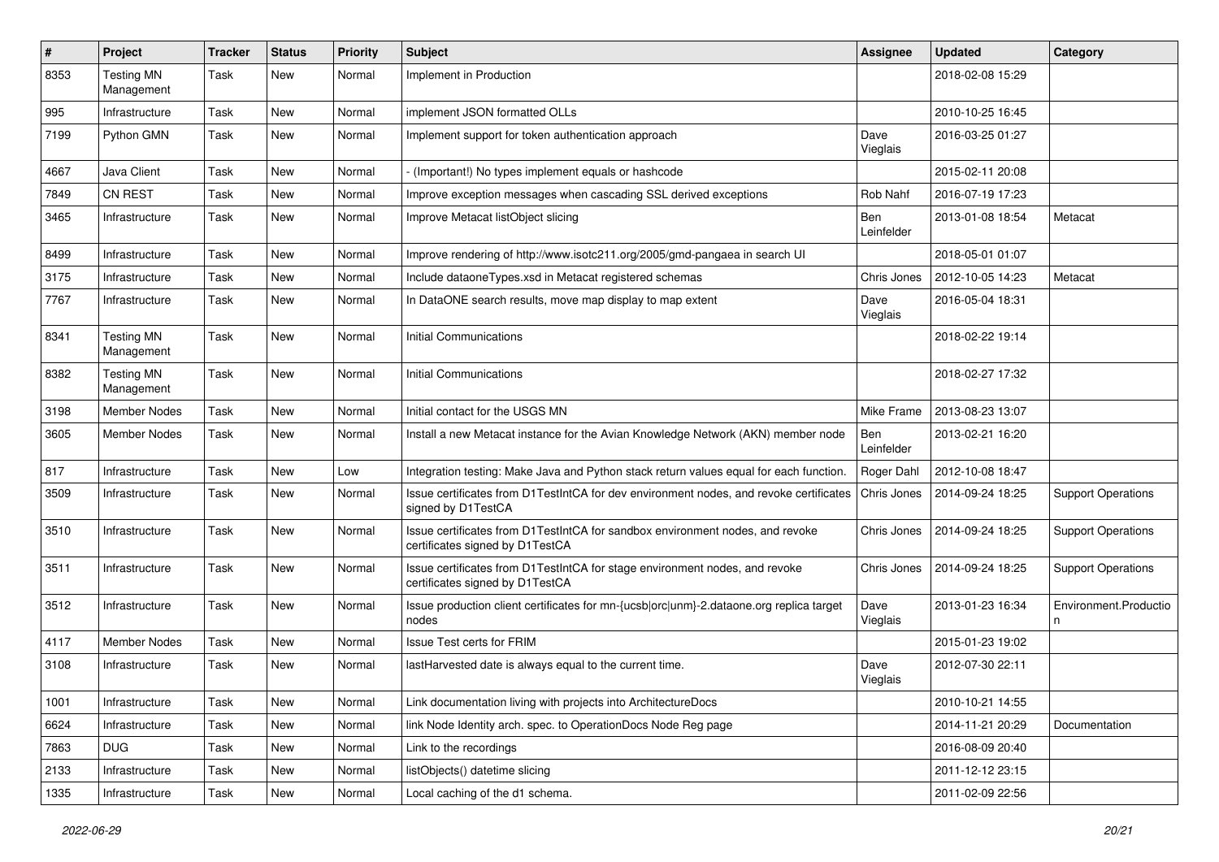| # | Project | Tracker | Status | Priority | Subject | Assignee | Updated | Category |
|---|---|---|---|---|---|---|---|---|
| 8353 | Testing MN Management | Task | New | Normal | Implement in Production | | 2018-02-08 15:29 | |
| 995 | Infrastructure | Task | New | Normal | implement JSON formatted OLLs | | 2010-10-25 16:45 | |
| 7199 | Python GMN | Task | New | Normal | Implement support for token authentication approach | Dave Vieglais | 2016-03-25 01:27 | |
| 4667 | Java Client | Task | New | Normal | - (Important!) No types implement equals or hashcode | | 2015-02-11 20:08 | |
| 7849 | CN REST | Task | New | Normal | Improve exception messages when cascading SSL derived exceptions | Rob Nahf | 2016-07-19 17:23 | |
| 3465 | Infrastructure | Task | New | Normal | Improve Metacat listObject slicing | Ben Leinfelder | 2013-01-08 18:54 | Metacat |
| 8499 | Infrastructure | Task | New | Normal | Improve rendering of http://www.isotc211.org/2005/gmd-pangaea in search UI | | 2018-05-01 01:07 | |
| 3175 | Infrastructure | Task | New | Normal | Include dataoneTypes.xsd in Metacat registered schemas | Chris Jones | 2012-10-05 14:23 | Metacat |
| 7767 | Infrastructure | Task | New | Normal | In DataONE search results, move map display to map extent | Dave Vieglais | 2016-05-04 18:31 | |
| 8341 | Testing MN Management | Task | New | Normal | Initial Communications | | 2018-02-22 19:14 | |
| 8382 | Testing MN Management | Task | New | Normal | Initial Communications | | 2018-02-27 17:32 | |
| 3198 | Member Nodes | Task | New | Normal | Initial contact for the USGS MN | Mike Frame | 2013-08-23 13:07 | |
| 3605 | Member Nodes | Task | New | Normal | Install a new Metacat instance for the Avian Knowledge Network (AKN) member node | Ben Leinfelder | 2013-02-21 16:20 | |
| 817 | Infrastructure | Task | New | Low | Integration testing: Make Java and Python stack return values equal for each function. | Roger Dahl | 2012-10-08 18:47 | |
| 3509 | Infrastructure | Task | New | Normal | Issue certificates from D1TestIntCA for dev environment nodes, and revoke certificates signed by D1TestCA | Chris Jones | 2014-09-24 18:25 | Support Operations |
| 3510 | Infrastructure | Task | New | Normal | Issue certificates from D1TestIntCA for sandbox environment nodes, and revoke certificates signed by D1TestCA | Chris Jones | 2014-09-24 18:25 | Support Operations |
| 3511 | Infrastructure | Task | New | Normal | Issue certificates from D1TestIntCA for stage environment nodes, and revoke certificates signed by D1TestCA | Chris Jones | 2014-09-24 18:25 | Support Operations |
| 3512 | Infrastructure | Task | New | Normal | Issue production client certificates for mn-{ucsb\|orc\|unm}-2.dataone.org replica target nodes | Dave Vieglais | 2013-01-23 16:34 | Environment.Production |
| 4117 | Member Nodes | Task | New | Normal | Issue Test certs for FRIM | | 2015-01-23 19:02 | |
| 3108 | Infrastructure | Task | New | Normal | lastHarvested date is always equal to the current time. | Dave Vieglais | 2012-07-30 22:11 | |
| 1001 | Infrastructure | Task | New | Normal | Link documentation living with projects into ArchitectureDocs | | 2010-10-21 14:55 | |
| 6624 | Infrastructure | Task | New | Normal | link Node Identity arch. spec. to OperationDocs Node Reg page | | 2014-11-21 20:29 | Documentation |
| 7863 | DUG | Task | New | Normal | Link to the recordings | | 2016-08-09 20:40 | |
| 2133 | Infrastructure | Task | New | Normal | listObjects() datetime slicing | | 2011-12-12 23:15 | |
| 1335 | Infrastructure | Task | New | Normal | Local caching of the d1 schema. | | 2011-02-09 22:56 | |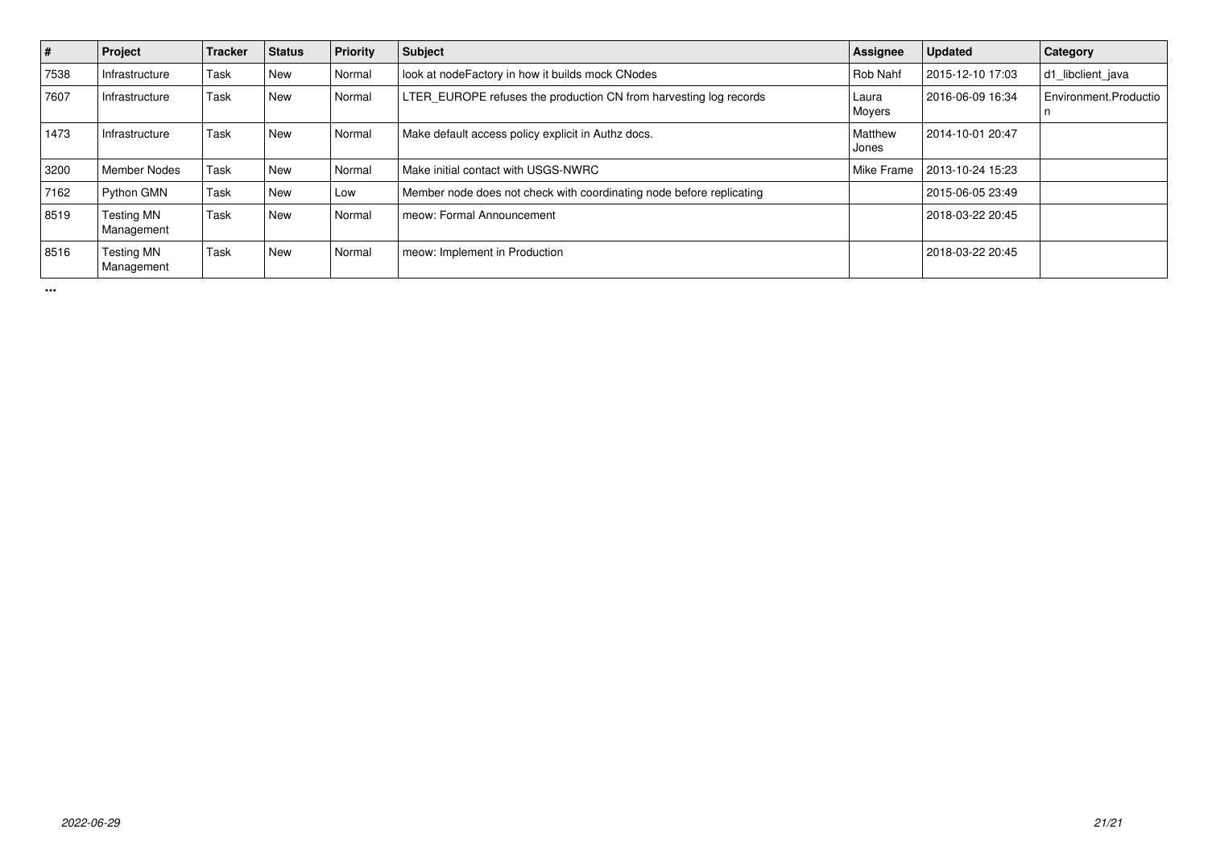| # | Project | Tracker | Status | Priority | Subject | Assignee | Updated | Category |
|---|---|---|---|---|---|---|---|---|
| 7538 | Infrastructure | Task | New | Normal | look at nodeFactory in how it builds mock CNodes | Rob Nahf | 2015-12-10 17:03 | d1_libclient_java |
| 7607 | Infrastructure | Task | New | Normal | LTER_EUROPE refuses the production CN from harvesting log records | Laura Moyers | 2016-06-09 16:34 | Environment.Production |
| 1473 | Infrastructure | Task | New | Normal | Make default access policy explicit in Authz docs. | Matthew Jones | 2014-10-01 20:47 | |
| 3200 | Member Nodes | Task | New | Normal | Make initial contact with USGS-NWRC | Mike Frame | 2013-10-24 15:23 | |
| 7162 | Python GMN | Task | New | Low | Member node does not check with coordinating node before replicating | | 2015-06-05 23:49 | |
| 8519 | Testing MN Management | Task | New | Normal | meow: Formal Announcement | | 2018-03-22 20:45 | |
| 8516 | Testing MN Management | Task | New | Normal | meow: Implement in Production | | 2018-03-22 20:45 | |

...